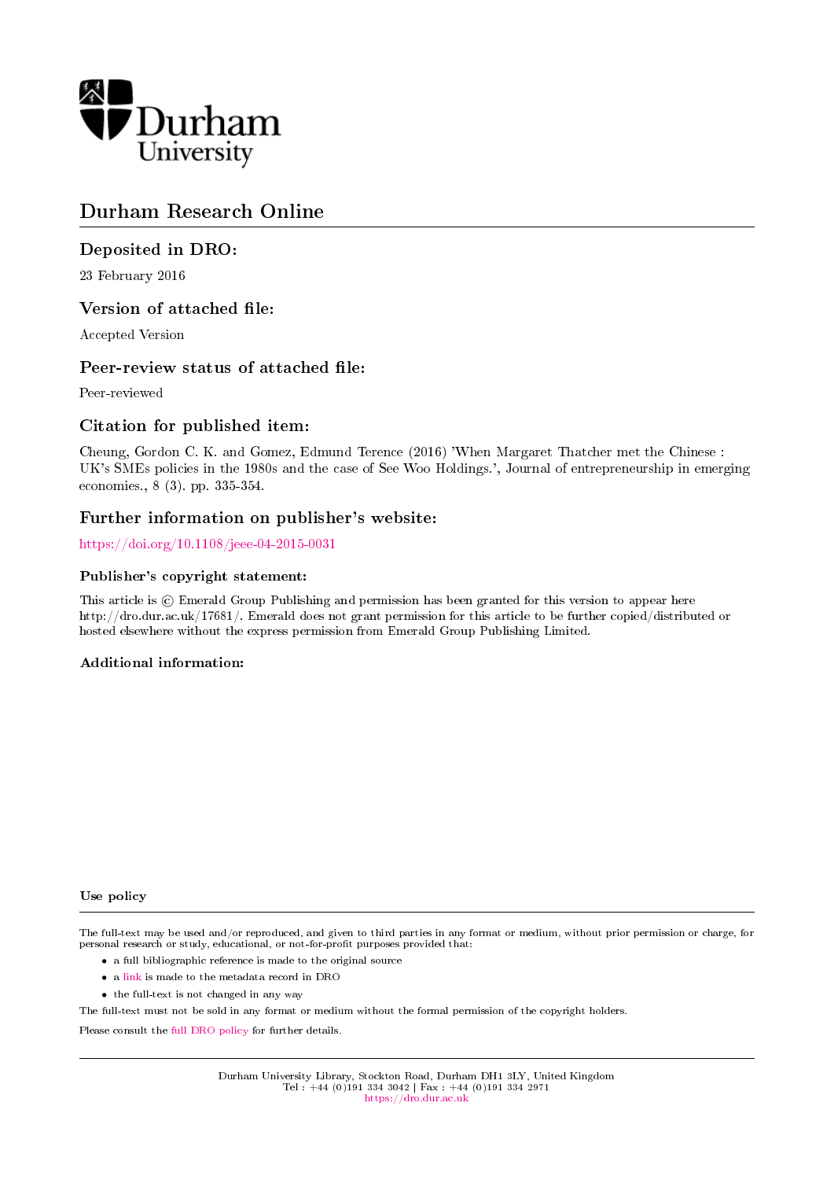Durham University

# Durham Research Online

## Deposited in DRO:

23 February 2016

## Version of attached file:

Accepted Version

## Peer-review status of attached file:

Peer-reviewed

## Citation for published item:

Cheung, Gordon C. K. and Gomez, Edmund Terence (2016) 'When Margaret Thatcher met the Chinese : UK's SMEs policies in the 1980s and the case of See Woo Holdings.', Journal of entrepreneurship in emerging economies., 8 (3). pp. 335-354.

## Further information on publisher's website:

https://doi.org/10.1108/jeee-04-2015-0031

### Publisher's copyright statement:

This article is © Emerald Group Publishing and permission has been granted for this version to appear here http://dro.dur.ac.uk/17681/. Emerald does not grant permission for this article to be further copied/distributed or hosted elsewhere without the express permission from Emerald Group Publishing Limited.

### Additional information:

### Use policy

The full-text may be used and/or reproduced, and given to third parties in any format or medium, without prior permission or charge, for personal research or study, educational, or not-for-profit purposes provided that:

- a full bibliographic reference is made to the original source
- a link is made to the metadata record in DRO
- the full-text is not changed in any way

The full-text must not be sold in any format or medium without the formal permission of the copyright holders.

Please consult the full DRO policy for further details.

Durham University Library, Stockton Road, Durham DH1 3LY, United Kingdom
Tel : +44 (0)191 334 3042 | Fax : +44 (0)191 334 2971
https://dro.dur.ac.uk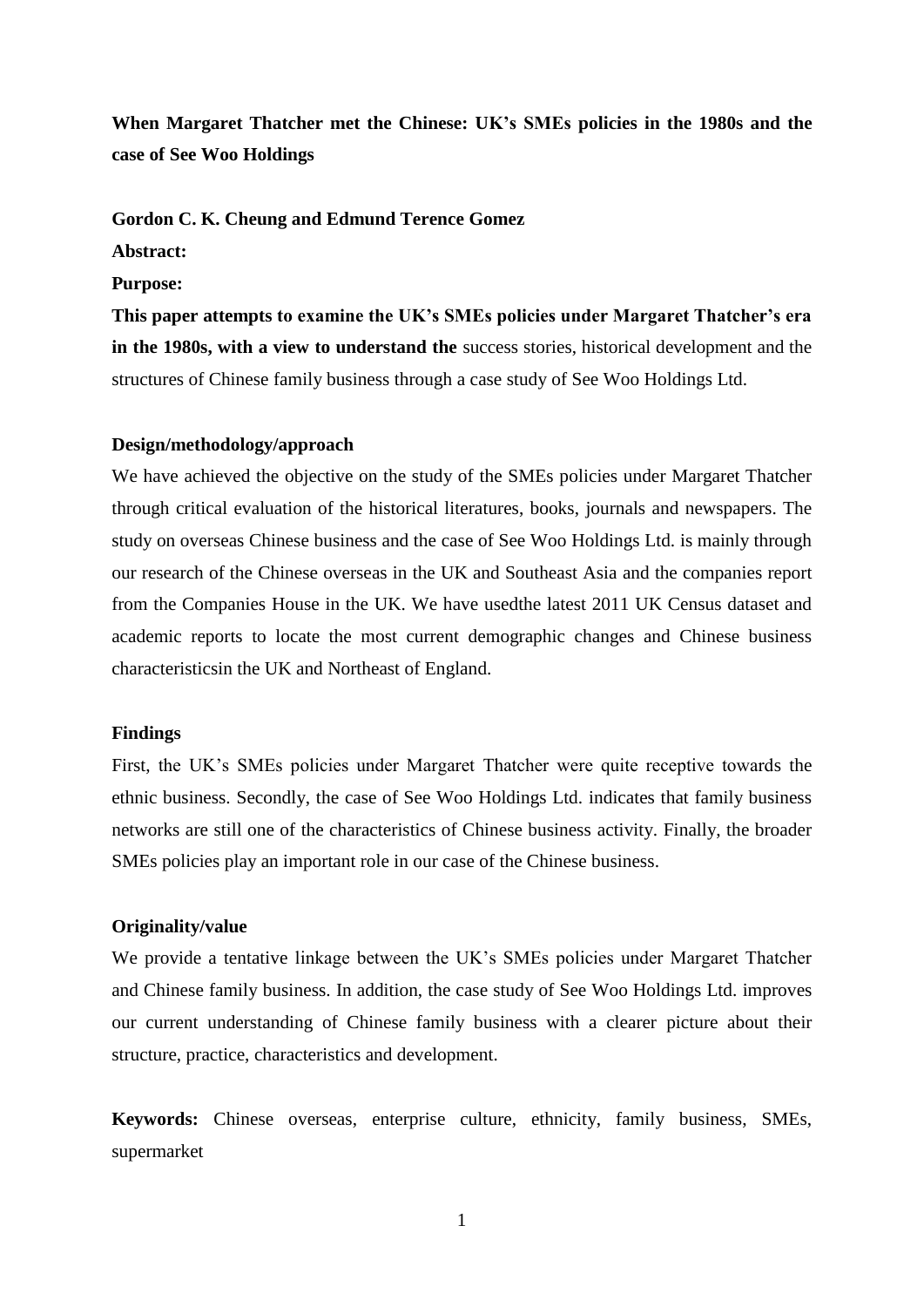**When Margaret Thatcher met the Chinese: UK's SMEs policies in the 1980s and the case of See Woo Holdings**

**Gordon C. K. Cheung and Edmund Terence Gomez**

**Abstract:**

**Purpose:**

**This paper attempts to examine the UK's SMEs policies under Margaret Thatcher's era in the 1980s, with a view to understand the** success stories, historical development and the structures of Chinese family business through a case study of See Woo Holdings Ltd.

**Design/methodology/approach**

We have achieved the objective on the study of the SMEs policies under Margaret Thatcher through critical evaluation of the historical literatures, books, journals and newspapers. The study on overseas Chinese business and the case of See Woo Holdings Ltd. is mainly through our research of the Chinese overseas in the UK and Southeast Asia and the companies report from the Companies House in the UK. We have usedthe latest 2011 UK Census dataset and academic reports to locate the most current demographic changes and Chinese business characteristicsin the UK and Northeast of England.

**Findings**

First, the UK's SMEs policies under Margaret Thatcher were quite receptive towards the ethnic business. Secondly, the case of See Woo Holdings Ltd. indicates that family business networks are still one of the characteristics of Chinese business activity. Finally, the broader SMEs policies play an important role in our case of the Chinese business.

**Originality/value**

We provide a tentative linkage between the UK's SMEs policies under Margaret Thatcher and Chinese family business. In addition, the case study of See Woo Holdings Ltd. improves our current understanding of Chinese family business with a clearer picture about their structure, practice, characteristics and development.

**Keywords:** Chinese overseas, enterprise culture, ethnicity, family business, SMEs, supermarket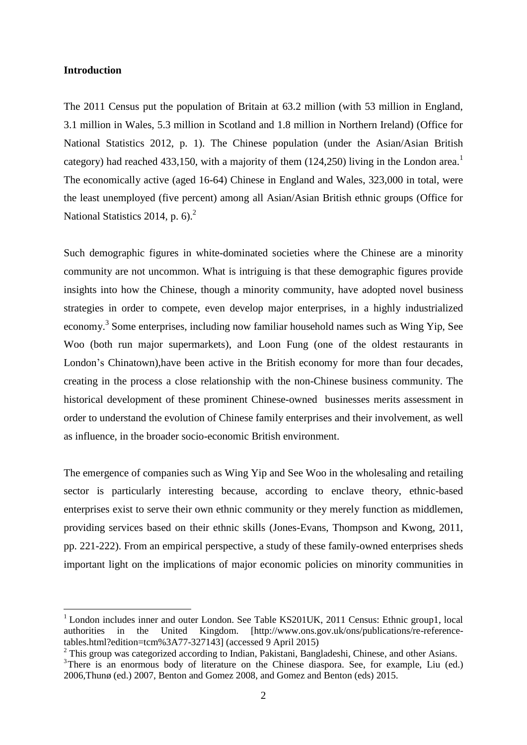**Introduction**

The 2011 Census put the population of Britain at 63.2 million (with 53 million in England, 3.1 million in Wales, 5.3 million in Scotland and 1.8 million in Northern Ireland) (Office for National Statistics 2012, p. 1). The Chinese population (under the Asian/Asian British category) had reached 433,150, with a majority of them (124,250) living in the London area.[1] The economically active (aged 16-64) Chinese in England and Wales, 323,000 in total, were the least unemployed (five percent) among all Asian/Asian British ethnic groups (Office for National Statistics 2014, p. 6).[2]

Such demographic figures in white-dominated societies where the Chinese are a minority community are not uncommon. What is intriguing is that these demographic figures provide insights into how the Chinese, though a minority community, have adopted novel business strategies in order to compete, even develop major enterprises, in a highly industrialized economy.[3] Some enterprises, including now familiar household names such as Wing Yip, See Woo (both run major supermarkets), and Loon Fung (one of the oldest restaurants in London's Chinatown),have been active in the British economy for more than four decades, creating in the process a close relationship with the non-Chinese business community. The historical development of these prominent Chinese-owned businesses merits assessment in order to understand the evolution of Chinese family enterprises and their involvement, as well as influence, in the broader socio-economic British environment.

The emergence of companies such as Wing Yip and See Woo in the wholesaling and retailing sector is particularly interesting because, according to enclave theory, ethnic-based enterprises exist to serve their own ethnic community or they merely function as middlemen, providing services based on their ethnic skills (Jones-Evans, Thompson and Kwong, 2011, pp. 221-222). From an empirical perspective, a study of these family-owned enterprises sheds important light on the implications of major economic policies on minority communities in

---

[1] London includes inner and outer London. See Table KS201UK, 2011 Census: Ethnic group1, local authorities in the United Kingdom. [http://www.ons.gov.uk/ons/publications/re-reference-tables.html?edition=tcm%3A77-327143] (accessed 9 April 2015)

[2] This group was categorized according to Indian, Pakistani, Bangladeshi, Chinese, and other Asians.

[3] There is an enormous body of literature on the Chinese diaspora. See, for example, Liu (ed.) 2006,Thunø (ed.) 2007, Benton and Gomez 2008, and Gomez and Benton (eds) 2015.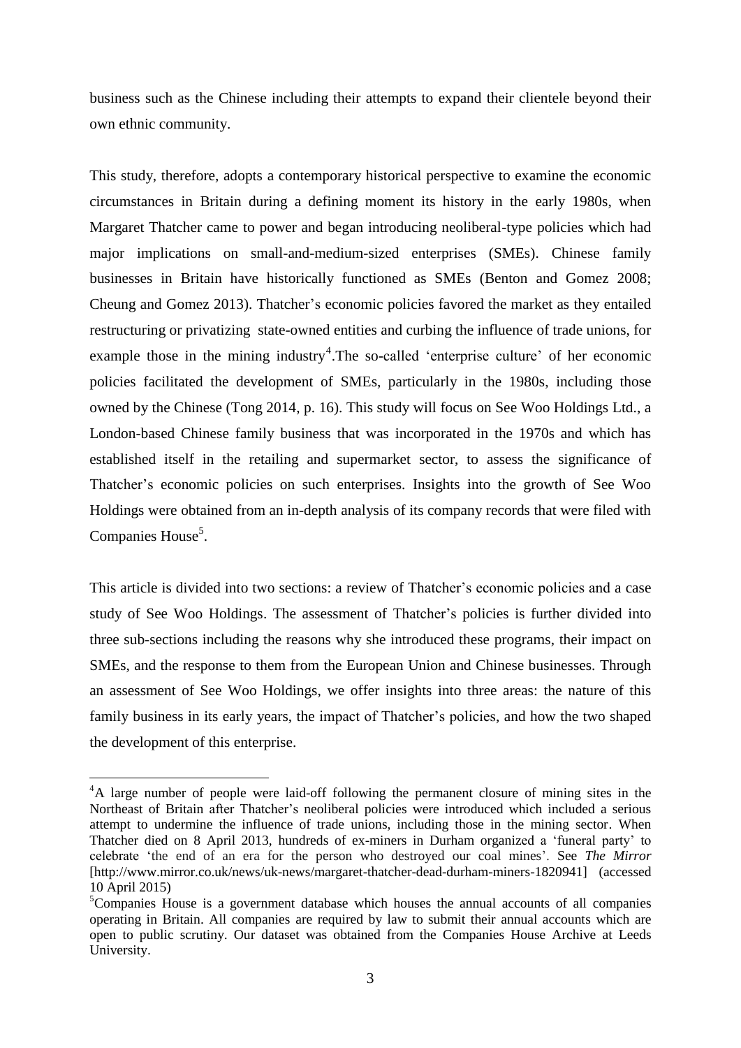business such as the Chinese including their attempts to expand their clientele beyond their own ethnic community.

This study, therefore, adopts a contemporary historical perspective to examine the economic circumstances in Britain during a defining moment its history in the early 1980s, when Margaret Thatcher came to power and began introducing neoliberal-type policies which had major implications on small-and-medium-sized enterprises (SMEs). Chinese family businesses in Britain have historically functioned as SMEs (Benton and Gomez 2008; Cheung and Gomez 2013). Thatcher's economic policies favored the market as they entailed restructuring or privatizing state-owned entities and curbing the influence of trade unions, for example those in the mining industry[4].The so-called 'enterprise culture' of her economic policies facilitated the development of SMEs, particularly in the 1980s, including those owned by the Chinese (Tong 2014, p. 16). This study will focus on See Woo Holdings Ltd., a London-based Chinese family business that was incorporated in the 1970s and which has established itself in the retailing and supermarket sector, to assess the significance of Thatcher's economic policies on such enterprises. Insights into the growth of See Woo Holdings were obtained from an in-depth analysis of its company records that were filed with Companies House[5].

This article is divided into two sections: a review of Thatcher's economic policies and a case study of See Woo Holdings. The assessment of Thatcher's policies is further divided into three sub-sections including the reasons why she introduced these programs, their impact on SMEs, and the response to them from the European Union and Chinese businesses. Through an assessment of See Woo Holdings, we offer insights into three areas: the nature of this family business in its early years, the impact of Thatcher's policies, and how the two shaped the development of this enterprise.

[4]A large number of people were laid-off following the permanent closure of mining sites in the Northeast of Britain after Thatcher's neoliberal policies were introduced which included a serious attempt to undermine the influence of trade unions, including those in the mining sector. When Thatcher died on 8 April 2013, hundreds of ex-miners in Durham organized a 'funeral party' to celebrate 'the end of an era for the person who destroyed our coal mines'. See *The Mirror* [http://www.mirror.co.uk/news/uk-news/margaret-thatcher-dead-durham-miners-1820941] (accessed 10 April 2015)

[5]Companies House is a government database which houses the annual accounts of all companies operating in Britain. All companies are required by law to submit their annual accounts which are open to public scrutiny. Our dataset was obtained from the Companies House Archive at Leeds University.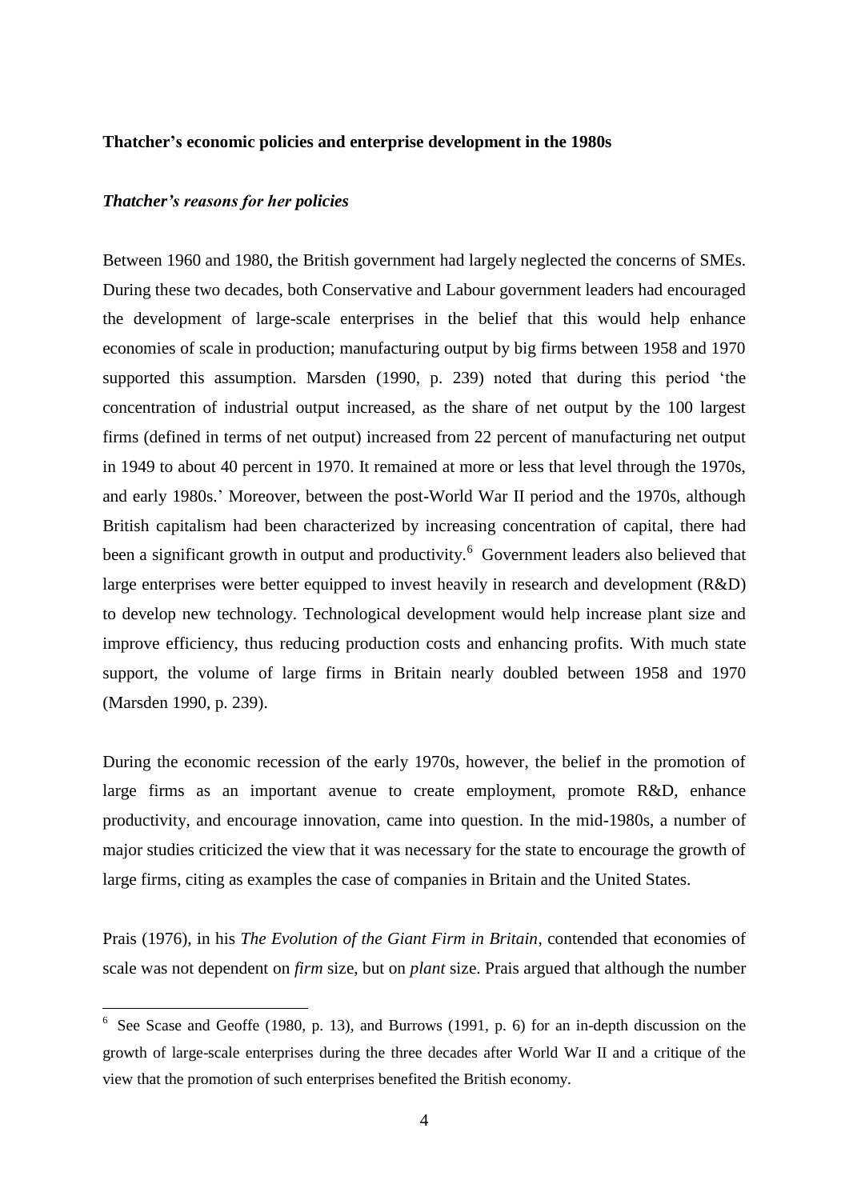### Thatcher's economic policies and enterprise development in the 1980s

#### *Thatcher's reasons for her policies*

Between 1960 and 1980, the British government had largely neglected the concerns of SMEs. During these two decades, both Conservative and Labour government leaders had encouraged the development of large-scale enterprises in the belief that this would help enhance economies of scale in production; manufacturing output by big firms between 1958 and 1970 supported this assumption. Marsden (1990, p. 239) noted that during this period 'the concentration of industrial output increased, as the share of net output by the 100 largest firms (defined in terms of net output) increased from 22 percent of manufacturing net output in 1949 to about 40 percent in 1970. It remained at more or less that level through the 1970s, and early 1980s.' Moreover, between the post-World War II period and the 1970s, although British capitalism had been characterized by increasing concentration of capital, there had been a significant growth in output and productivity.[6] Government leaders also believed that large enterprises were better equipped to invest heavily in research and development (R&D) to develop new technology. Technological development would help increase plant size and improve efficiency, thus reducing production costs and enhancing profits. With much state support, the volume of large firms in Britain nearly doubled between 1958 and 1970 (Marsden 1990, p. 239).

During the economic recession of the early 1970s, however, the belief in the promotion of large firms as an important avenue to create employment, promote R&D, enhance productivity, and encourage innovation, came into question. In the mid-1980s, a number of major studies criticized the view that it was necessary for the state to encourage the growth of large firms, citing as examples the case of companies in Britain and the United States.

Prais (1976), in his *The Evolution of the Giant Firm in Britain*, contended that economies of scale was not dependent on *firm* size, but on *plant* size. Prais argued that although the number

---

[6] See Scase and Geoffe (1980, p. 13), and Burrows (1991, p. 6) for an in-depth discussion on the growth of large-scale enterprises during the three decades after World War II and a critique of the view that the promotion of such enterprises benefited the British economy.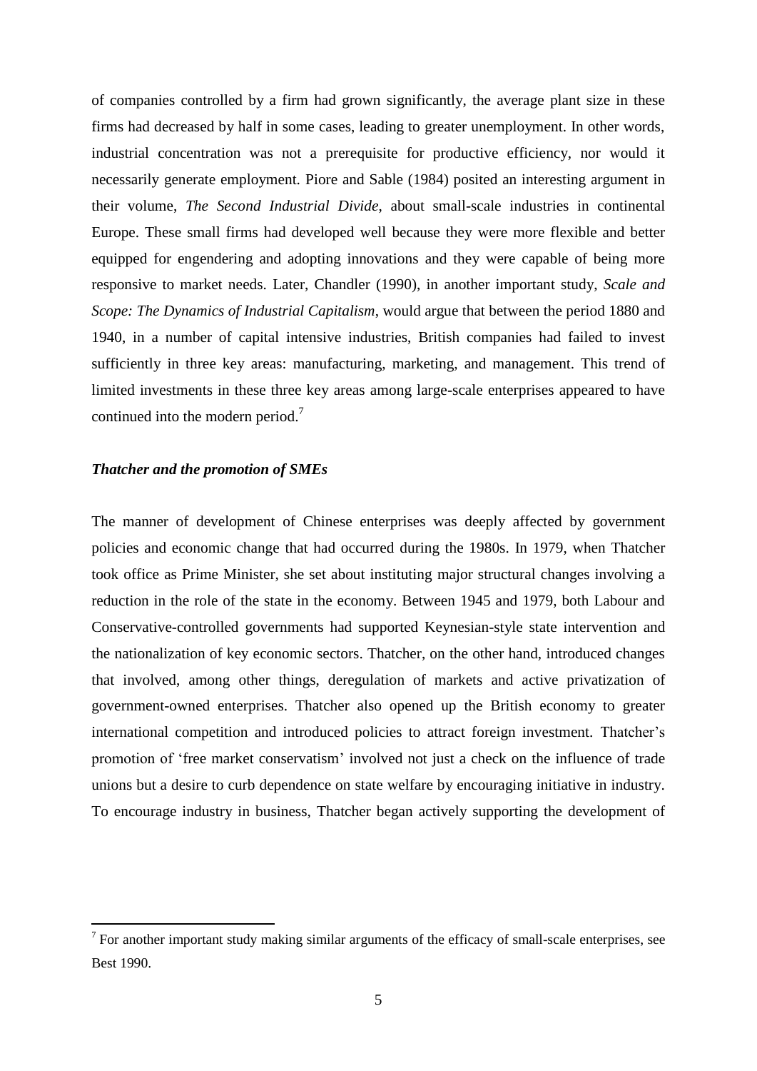of companies controlled by a firm had grown significantly, the average plant size in these firms had decreased by half in some cases, leading to greater unemployment. In other words, industrial concentration was not a prerequisite for productive efficiency, nor would it necessarily generate employment. Piore and Sable (1984) posited an interesting argument in their volume, *The Second Industrial Divide*, about small-scale industries in continental Europe. These small firms had developed well because they were more flexible and better equipped for engendering and adopting innovations and they were capable of being more responsive to market needs. Later, Chandler (1990), in another important study, *Scale and Scope: The Dynamics of Industrial Capitalism*, would argue that between the period 1880 and 1940, in a number of capital intensive industries, British companies had failed to invest sufficiently in three key areas: manufacturing, marketing, and management. This trend of limited investments in these three key areas among large-scale enterprises appeared to have continued into the modern period.[7]

### *Thatcher and the promotion of SMEs*

The manner of development of Chinese enterprises was deeply affected by government policies and economic change that had occurred during the 1980s. In 1979, when Thatcher took office as Prime Minister, she set about instituting major structural changes involving a reduction in the role of the state in the economy. Between 1945 and 1979, both Labour and Conservative-controlled governments had supported Keynesian-style state intervention and the nationalization of key economic sectors. Thatcher, on the other hand, introduced changes that involved, among other things, deregulation of markets and active privatization of government-owned enterprises. Thatcher also opened up the British economy to greater international competition and introduced policies to attract foreign investment. Thatcher's promotion of 'free market conservatism' involved not just a check on the influence of trade unions but a desire to curb dependence on state welfare by encouraging initiative in industry. To encourage industry in business, Thatcher began actively supporting the development of

[7] For another important study making similar arguments of the efficacy of small-scale enterprises, see Best 1990.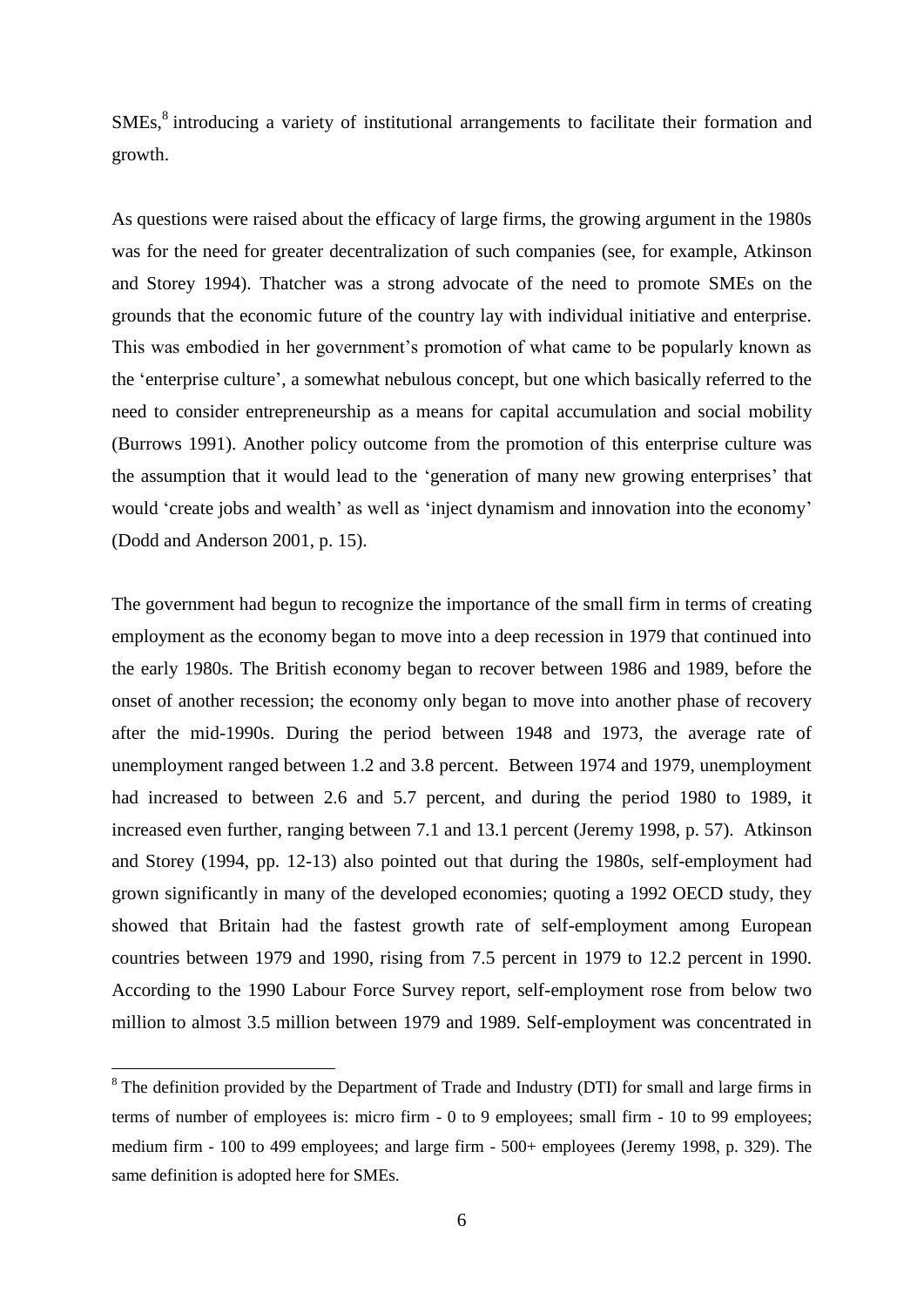SMEs,[8] introducing a variety of institutional arrangements to facilitate their formation and growth.

As questions were raised about the efficacy of large firms, the growing argument in the 1980s was for the need for greater decentralization of such companies (see, for example, Atkinson and Storey 1994). Thatcher was a strong advocate of the need to promote SMEs on the grounds that the economic future of the country lay with individual initiative and enterprise. This was embodied in her government's promotion of what came to be popularly known as the 'enterprise culture', a somewhat nebulous concept, but one which basically referred to the need to consider entrepreneurship as a means for capital accumulation and social mobility (Burrows 1991). Another policy outcome from the promotion of this enterprise culture was the assumption that it would lead to the 'generation of many new growing enterprises' that would 'create jobs and wealth' as well as 'inject dynamism and innovation into the economy' (Dodd and Anderson 2001, p. 15).

The government had begun to recognize the importance of the small firm in terms of creating employment as the economy began to move into a deep recession in 1979 that continued into the early 1980s. The British economy began to recover between 1986 and 1989, before the onset of another recession; the economy only began to move into another phase of recovery after the mid-1990s. During the period between 1948 and 1973, the average rate of unemployment ranged between 1.2 and 3.8 percent. Between 1974 and 1979, unemployment had increased to between 2.6 and 5.7 percent, and during the period 1980 to 1989, it increased even further, ranging between 7.1 and 13.1 percent (Jeremy 1998, p. 57). Atkinson and Storey (1994, pp. 12-13) also pointed out that during the 1980s, self-employment had grown significantly in many of the developed economies; quoting a 1992 OECD study, they showed that Britain had the fastest growth rate of self-employment among European countries between 1979 and 1990, rising from 7.5 percent in 1979 to 12.2 percent in 1990. According to the 1990 Labour Force Survey report, self-employment rose from below two million to almost 3.5 million between 1979 and 1989. Self-employment was concentrated in

---

[8] The definition provided by the Department of Trade and Industry (DTI) for small and large firms in terms of number of employees is: micro firm - 0 to 9 employees; small firm - 10 to 99 employees; medium firm - 100 to 499 employees; and large firm - 500+ employees (Jeremy 1998, p. 329). The same definition is adopted here for SMEs.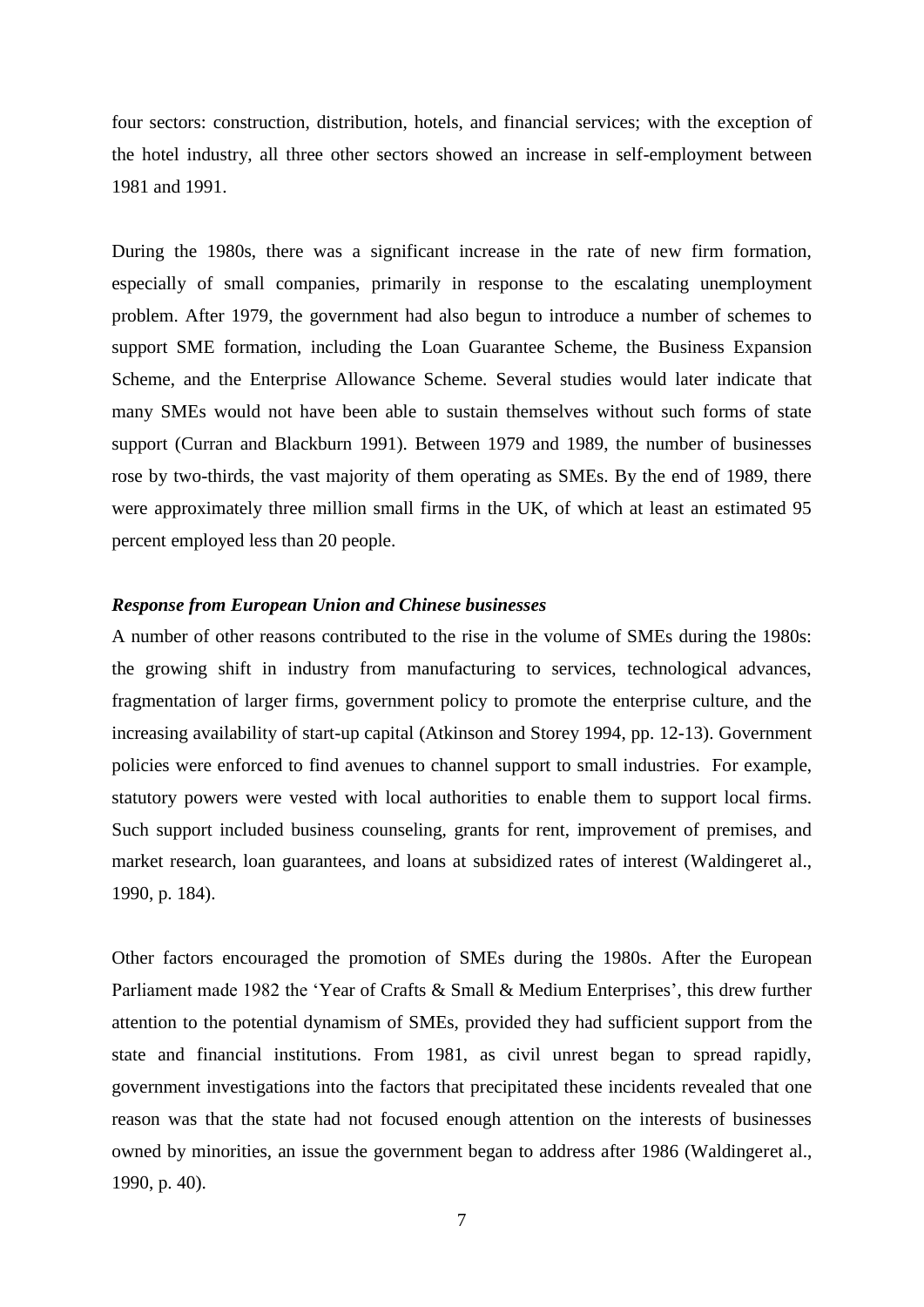four sectors: construction, distribution, hotels, and financial services; with the exception of the hotel industry, all three other sectors showed an increase in self-employment between 1981 and 1991.

During the 1980s, there was a significant increase in the rate of new firm formation, especially of small companies, primarily in response to the escalating unemployment problem. After 1979, the government had also begun to introduce a number of schemes to support SME formation, including the Loan Guarantee Scheme, the Business Expansion Scheme, and the Enterprise Allowance Scheme. Several studies would later indicate that many SMEs would not have been able to sustain themselves without such forms of state support (Curran and Blackburn 1991). Between 1979 and 1989, the number of businesses rose by two-thirds, the vast majority of them operating as SMEs. By the end of 1989, there were approximately three million small firms in the UK, of which at least an estimated 95 percent employed less than 20 people.

***Response from European Union and Chinese businesses***

A number of other reasons contributed to the rise in the volume of SMEs during the 1980s: the growing shift in industry from manufacturing to services, technological advances, fragmentation of larger firms, government policy to promote the enterprise culture, and the increasing availability of start-up capital (Atkinson and Storey 1994, pp. 12-13). Government policies were enforced to find avenues to channel support to small industries. For example, statutory powers were vested with local authorities to enable them to support local firms. Such support included business counseling, grants for rent, improvement of premises, and market research, loan guarantees, and loans at subsidized rates of interest (Waldingeret al., 1990, p. 184).

Other factors encouraged the promotion of SMEs during the 1980s. After the European Parliament made 1982 the 'Year of Crafts & Small & Medium Enterprises', this drew further attention to the potential dynamism of SMEs, provided they had sufficient support from the state and financial institutions. From 1981, as civil unrest began to spread rapidly, government investigations into the factors that precipitated these incidents revealed that one reason was that the state had not focused enough attention on the interests of businesses owned by minorities, an issue the government began to address after 1986 (Waldingeret al., 1990, p. 40).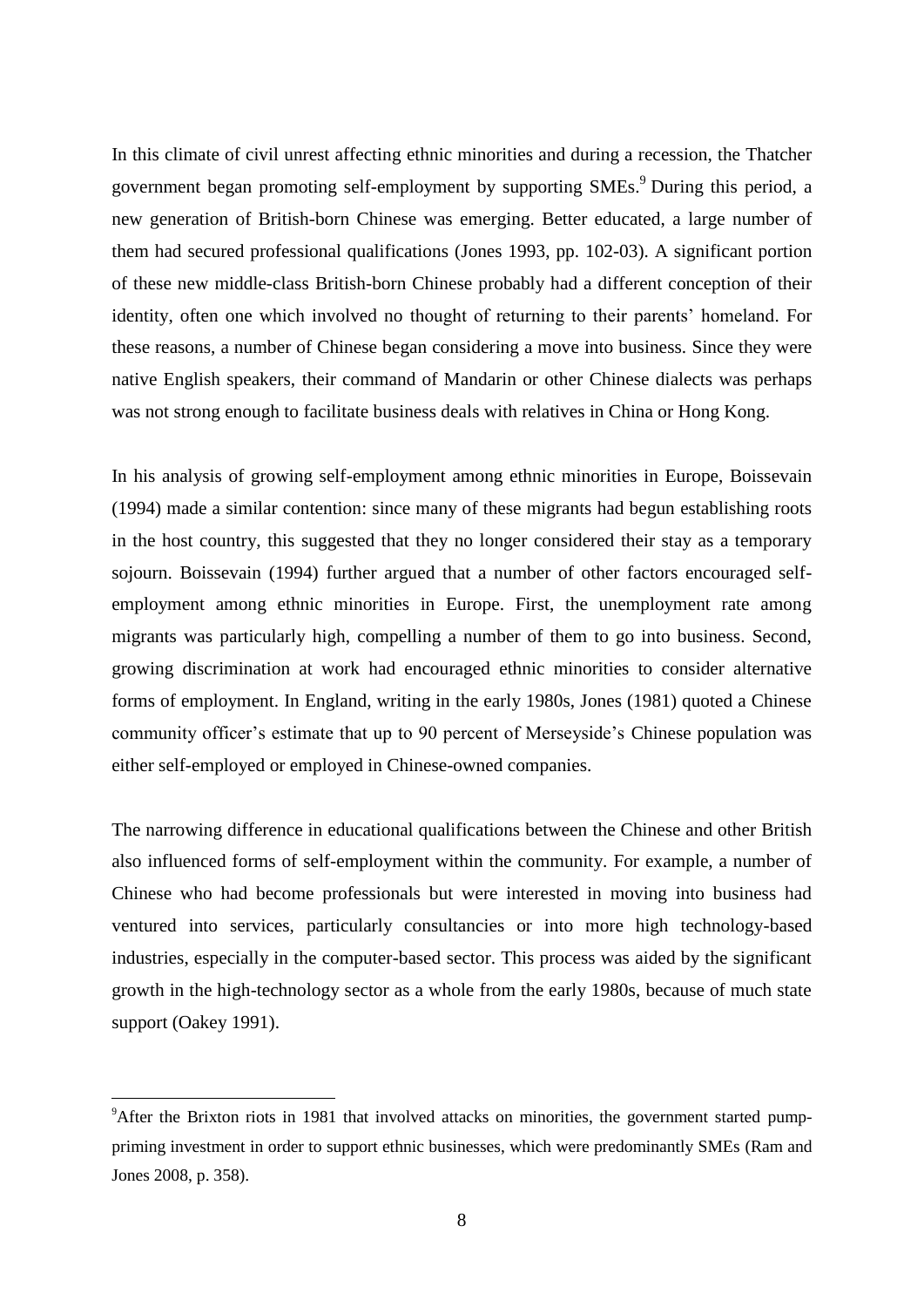In this climate of civil unrest affecting ethnic minorities and during a recession, the Thatcher government began promoting self-employment by supporting SMEs.[9] During this period, a new generation of British-born Chinese was emerging. Better educated, a large number of them had secured professional qualifications (Jones 1993, pp. 102-03). A significant portion of these new middle-class British-born Chinese probably had a different conception of their identity, often one which involved no thought of returning to their parents' homeland. For these reasons, a number of Chinese began considering a move into business. Since they were native English speakers, their command of Mandarin or other Chinese dialects was perhaps was not strong enough to facilitate business deals with relatives in China or Hong Kong.

In his analysis of growing self-employment among ethnic minorities in Europe, Boissevain (1994) made a similar contention: since many of these migrants had begun establishing roots in the host country, this suggested that they no longer considered their stay as a temporary sojourn. Boissevain (1994) further argued that a number of other factors encouraged self-employment among ethnic minorities in Europe. First, the unemployment rate among migrants was particularly high, compelling a number of them to go into business. Second, growing discrimination at work had encouraged ethnic minorities to consider alternative forms of employment. In England, writing in the early 1980s, Jones (1981) quoted a Chinese community officer's estimate that up to 90 percent of Merseyside's Chinese population was either self-employed or employed in Chinese-owned companies.

The narrowing difference in educational qualifications between the Chinese and other British also influenced forms of self-employment within the community. For example, a number of Chinese who had become professionals but were interested in moving into business had ventured into services, particularly consultancies or into more high technology-based industries, especially in the computer-based sector. This process was aided by the significant growth in the high-technology sector as a whole from the early 1980s, because of much state support (Oakey 1991).

[9]After the Brixton riots in 1981 that involved attacks on minorities, the government started pump-priming investment in order to support ethnic businesses, which were predominantly SMEs (Ram and Jones 2008, p. 358).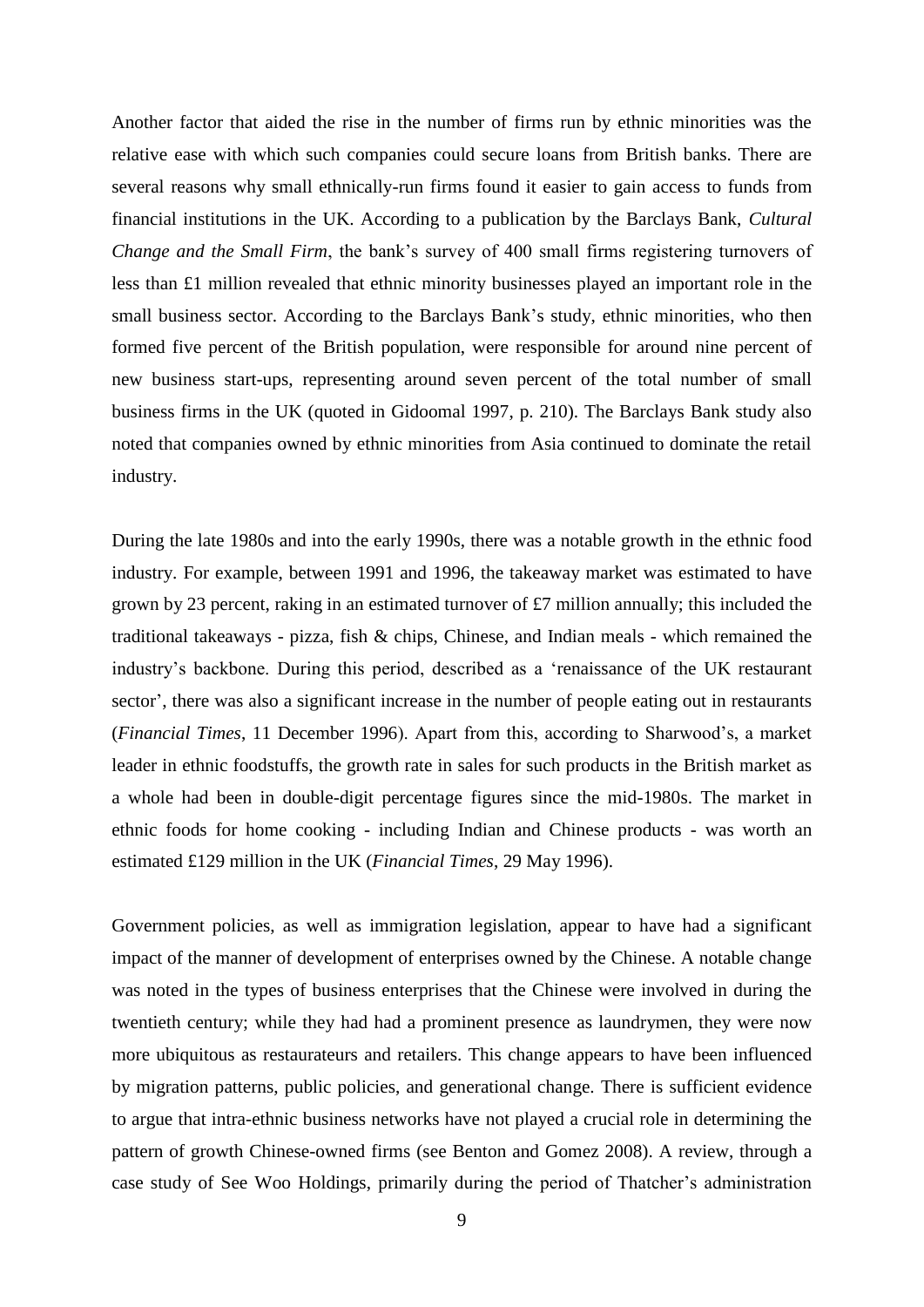Another factor that aided the rise in the number of firms run by ethnic minorities was the relative ease with which such companies could secure loans from British banks. There are several reasons why small ethnically-run firms found it easier to gain access to funds from financial institutions in the UK. According to a publication by the Barclays Bank, *Cultural Change and the Small Firm*, the bank's survey of 400 small firms registering turnovers of less than £1 million revealed that ethnic minority businesses played an important role in the small business sector. According to the Barclays Bank's study, ethnic minorities, who then formed five percent of the British population, were responsible for around nine percent of new business start-ups, representing around seven percent of the total number of small business firms in the UK (quoted in Gidoomal 1997, p. 210). The Barclays Bank study also noted that companies owned by ethnic minorities from Asia continued to dominate the retail industry.

During the late 1980s and into the early 1990s, there was a notable growth in the ethnic food industry. For example, between 1991 and 1996, the takeaway market was estimated to have grown by 23 percent, raking in an estimated turnover of £7 million annually; this included the traditional takeaways - pizza, fish & chips, Chinese, and Indian meals - which remained the industry's backbone. During this period, described as a 'renaissance of the UK restaurant sector', there was also a significant increase in the number of people eating out in restaurants (*Financial Times*, 11 December 1996). Apart from this, according to Sharwood's, a market leader in ethnic foodstuffs, the growth rate in sales for such products in the British market as a whole had been in double-digit percentage figures since the mid-1980s. The market in ethnic foods for home cooking - including Indian and Chinese products - was worth an estimated £129 million in the UK (*Financial Times*, 29 May 1996).

Government policies, as well as immigration legislation, appear to have had a significant impact of the manner of development of enterprises owned by the Chinese. A notable change was noted in the types of business enterprises that the Chinese were involved in during the twentieth century; while they had had a prominent presence as laundrymen, they were now more ubiquitous as restaurateurs and retailers. This change appears to have been influenced by migration patterns, public policies, and generational change. There is sufficient evidence to argue that intra-ethnic business networks have not played a crucial role in determining the pattern of growth Chinese-owned firms (see Benton and Gomez 2008). A review, through a case study of See Woo Holdings, primarily during the period of Thatcher's administration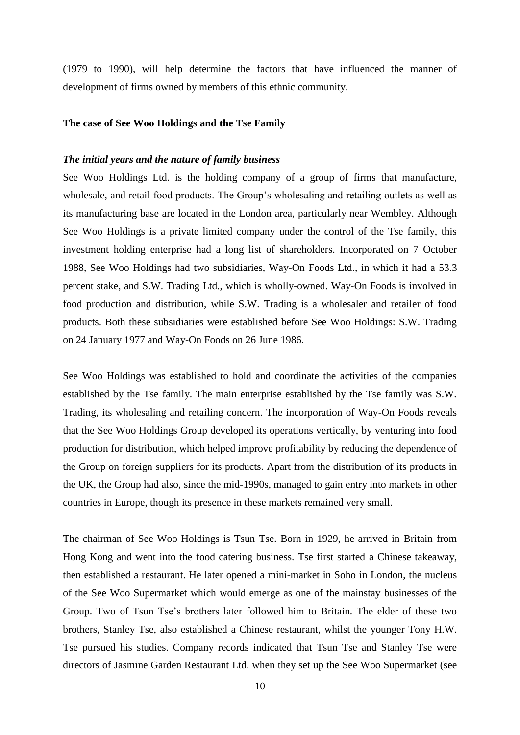(1979 to 1990), will help determine the factors that have influenced the manner of development of firms owned by members of this ethnic community.

**The case of See Woo Holdings and the Tse Family**

***The initial years and the nature of family business***

See Woo Holdings Ltd. is the holding company of a group of firms that manufacture, wholesale, and retail food products. The Group's wholesaling and retailing outlets as well as its manufacturing base are located in the London area, particularly near Wembley. Although See Woo Holdings is a private limited company under the control of the Tse family, this investment holding enterprise had a long list of shareholders. Incorporated on 7 October 1988, See Woo Holdings had two subsidiaries, Way-On Foods Ltd., in which it had a 53.3 percent stake, and S.W. Trading Ltd., which is wholly-owned. Way-On Foods is involved in food production and distribution, while S.W. Trading is a wholesaler and retailer of food products. Both these subsidiaries were established before See Woo Holdings: S.W. Trading on 24 January 1977 and Way-On Foods on 26 June 1986.

See Woo Holdings was established to hold and coordinate the activities of the companies established by the Tse family. The main enterprise established by the Tse family was S.W. Trading, its wholesaling and retailing concern. The incorporation of Way-On Foods reveals that the See Woo Holdings Group developed its operations vertically, by venturing into food production for distribution, which helped improve profitability by reducing the dependence of the Group on foreign suppliers for its products. Apart from the distribution of its products in the UK, the Group had also, since the mid-1990s, managed to gain entry into markets in other countries in Europe, though its presence in these markets remained very small.

The chairman of See Woo Holdings is Tsun Tse. Born in 1929, he arrived in Britain from Hong Kong and went into the food catering business. Tse first started a Chinese takeaway, then established a restaurant. He later opened a mini-market in Soho in London, the nucleus of the See Woo Supermarket which would emerge as one of the mainstay businesses of the Group. Two of Tsun Tse's brothers later followed him to Britain. The elder of these two brothers, Stanley Tse, also established a Chinese restaurant, whilst the younger Tony H.W. Tse pursued his studies. Company records indicated that Tsun Tse and Stanley Tse were directors of Jasmine Garden Restaurant Ltd. when they set up the See Woo Supermarket (see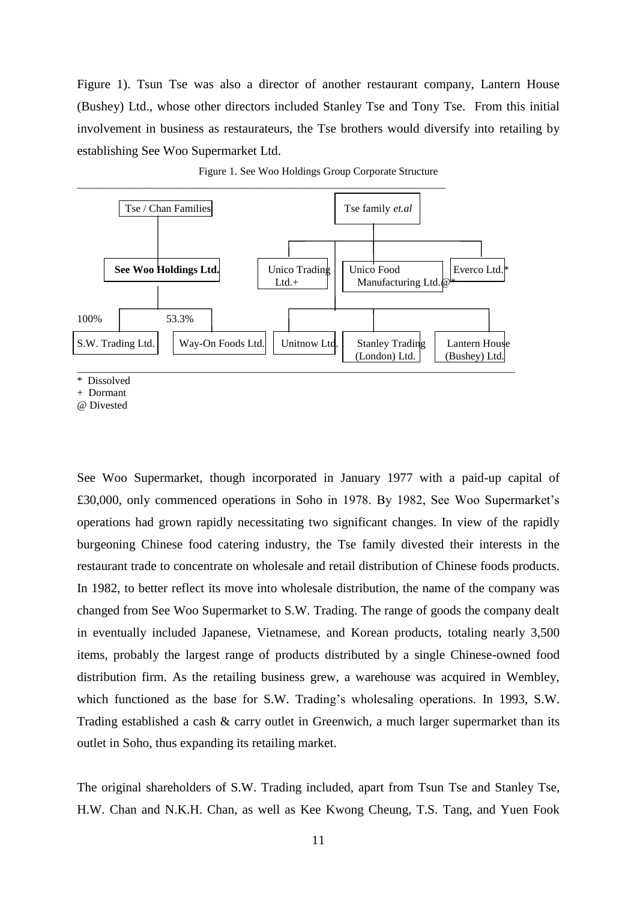Figure 1). Tsun Tse was also a director of another restaurant company, Lantern House (Bushey) Ltd., whose other directors included Stanley Tse and Tony Tse. From this initial involvement in business as restaurateurs, the Tse brothers would diversify into retailing by establishing See Woo Supermarket Ltd.

Figure 1. See Woo Holdings Group Corporate Structure

Tse / Chan Families

- **See Woo Holdings Ltd.**
  - 100% S.W. Trading Ltd.
  - 53.3% Way-On Foods Ltd.

Tse family *et.al*

- Unico Trading Ltd.+
- Unico Food Manufacturing Ltd.@*
- Everco Ltd.*
- Unitnow Ltd.
- Stanley Trading (London) Ltd.
- Lantern House (Bushey) Ltd.

\* Dissolved
\+ Dormant
@ Divested

See Woo Supermarket, though incorporated in January 1977 with a paid-up capital of £30,000, only commenced operations in Soho in 1978. By 1982, See Woo Supermarket's operations had grown rapidly necessitating two significant changes. In view of the rapidly burgeoning Chinese food catering industry, the Tse family divested their interests in the restaurant trade to concentrate on wholesale and retail distribution of Chinese foods products. In 1982, to better reflect its move into wholesale distribution, the name of the company was changed from See Woo Supermarket to S.W. Trading. The range of goods the company dealt in eventually included Japanese, Vietnamese, and Korean products, totaling nearly 3,500 items, probably the largest range of products distributed by a single Chinese-owned food distribution firm. As the retailing business grew, a warehouse was acquired in Wembley, which functioned as the base for S.W. Trading's wholesaling operations. In 1993, S.W. Trading established a cash & carry outlet in Greenwich, a much larger supermarket than its outlet in Soho, thus expanding its retailing market.

The original shareholders of S.W. Trading included, apart from Tsun Tse and Stanley Tse, H.W. Chan and N.K.H. Chan, as well as Kee Kwong Cheung, T.S. Tang, and Yuen Fook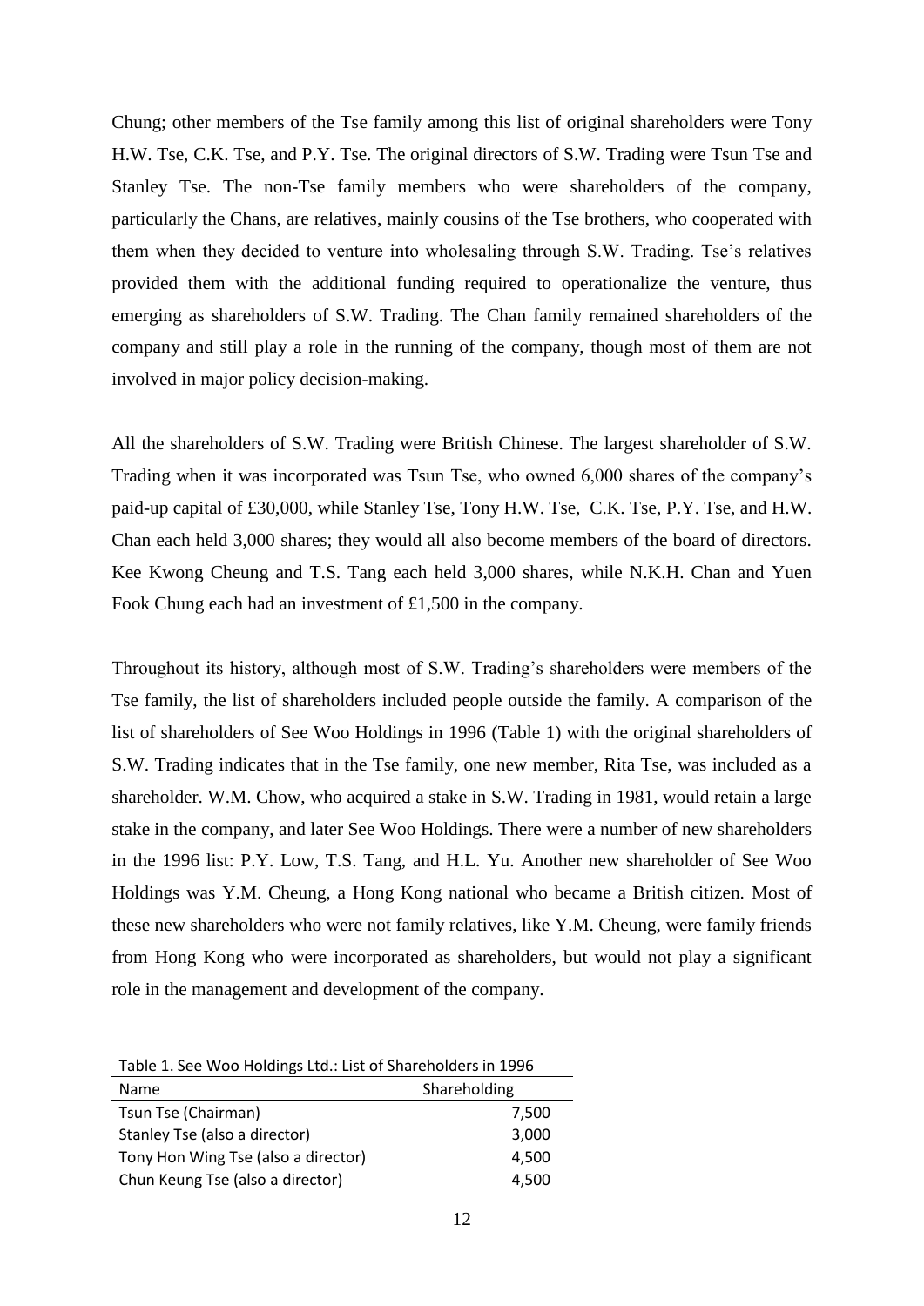Chung; other members of the Tse family among this list of original shareholders were Tony H.W. Tse, C.K. Tse, and P.Y. Tse. The original directors of S.W. Trading were Tsun Tse and Stanley Tse. The non-Tse family members who were shareholders of the company, particularly the Chans, are relatives, mainly cousins of the Tse brothers, who cooperated with them when they decided to venture into wholesaling through S.W. Trading. Tse's relatives provided them with the additional funding required to operationalize the venture, thus emerging as shareholders of S.W. Trading. The Chan family remained shareholders of the company and still play a role in the running of the company, though most of them are not involved in major policy decision-making.

All the shareholders of S.W. Trading were British Chinese. The largest shareholder of S.W. Trading when it was incorporated was Tsun Tse, who owned 6,000 shares of the company's paid-up capital of £30,000, while Stanley Tse, Tony H.W. Tse, C.K. Tse, P.Y. Tse, and H.W. Chan each held 3,000 shares; they would all also become members of the board of directors. Kee Kwong Cheung and T.S. Tang each held 3,000 shares, while N.K.H. Chan and Yuen Fook Chung each had an investment of £1,500 in the company.

Throughout its history, although most of S.W. Trading's shareholders were members of the Tse family, the list of shareholders included people outside the family. A comparison of the list of shareholders of See Woo Holdings in 1996 (Table 1) with the original shareholders of S.W. Trading indicates that in the Tse family, one new member, Rita Tse, was included as a shareholder. W.M. Chow, who acquired a stake in S.W. Trading in 1981, would retain a large stake in the company, and later See Woo Holdings. There were a number of new shareholders in the 1996 list: P.Y. Low, T.S. Tang, and H.L. Yu. Another new shareholder of See Woo Holdings was Y.M. Cheung, a Hong Kong national who became a British citizen. Most of these new shareholders who were not family relatives, like Y.M. Cheung, were family friends from Hong Kong who were incorporated as shareholders, but would not play a significant role in the management and development of the company.

Table 1. See Woo Holdings Ltd.: List of Shareholders in 1996

| Name | Shareholding |
|---|---|
| Tsun Tse (Chairman) | 7,500 |
| Stanley Tse (also a director) | 3,000 |
| Tony Hon Wing Tse (also a director) | 4,500 |
| Chun Keung Tse (also a director) | 4,500 |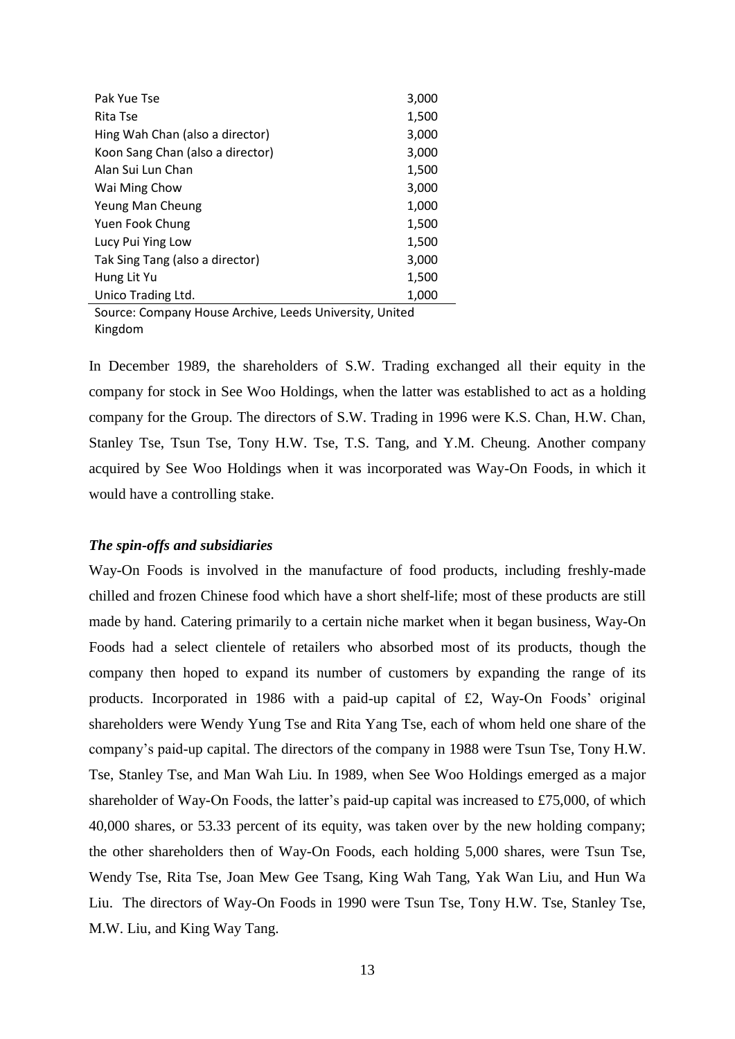| | |
|---|---|
| Pak Yue Tse | 3,000 |
| Rita Tse | 1,500 |
| Hing Wah Chan (also a director) | 3,000 |
| Koon Sang Chan (also a director) | 3,000 |
| Alan Sui Lun Chan | 1,500 |
| Wai Ming Chow | 3,000 |
| Yeung Man Cheung | 1,000 |
| Yuen Fook Chung | 1,500 |
| Lucy Pui Ying Low | 1,500 |
| Tak Sing Tang (also a director) | 3,000 |
| Hung Lit Yu | 1,500 |
| Unico Trading Ltd. | 1,000 |

Source: Company House Archive, Leeds University, United Kingdom

In December 1989, the shareholders of S.W. Trading exchanged all their equity in the company for stock in See Woo Holdings, when the latter was established to act as a holding company for the Group. The directors of S.W. Trading in 1996 were K.S. Chan, H.W. Chan, Stanley Tse, Tsun Tse, Tony H.W. Tse, T.S. Tang, and Y.M. Cheung. Another company acquired by See Woo Holdings when it was incorporated was Way-On Foods, in which it would have a controlling stake.

### *The spin-offs and subsidiaries*

Way-On Foods is involved in the manufacture of food products, including freshly-made chilled and frozen Chinese food which have a short shelf-life; most of these products are still made by hand. Catering primarily to a certain niche market when it began business, Way-On Foods had a select clientele of retailers who absorbed most of its products, though the company then hoped to expand its number of customers by expanding the range of its products. Incorporated in 1986 with a paid-up capital of £2, Way-On Foods' original shareholders were Wendy Yung Tse and Rita Yang Tse, each of whom held one share of the company's paid-up capital. The directors of the company in 1988 were Tsun Tse, Tony H.W. Tse, Stanley Tse, and Man Wah Liu. In 1989, when See Woo Holdings emerged as a major shareholder of Way-On Foods, the latter's paid-up capital was increased to £75,000, of which 40,000 shares, or 53.33 percent of its equity, was taken over by the new holding company; the other shareholders then of Way-On Foods, each holding 5,000 shares, were Tsun Tse, Wendy Tse, Rita Tse, Joan Mew Gee Tsang, King Wah Tang, Yak Wan Liu, and Hun Wa Liu. The directors of Way-On Foods in 1990 were Tsun Tse, Tony H.W. Tse, Stanley Tse, M.W. Liu, and King Way Tang.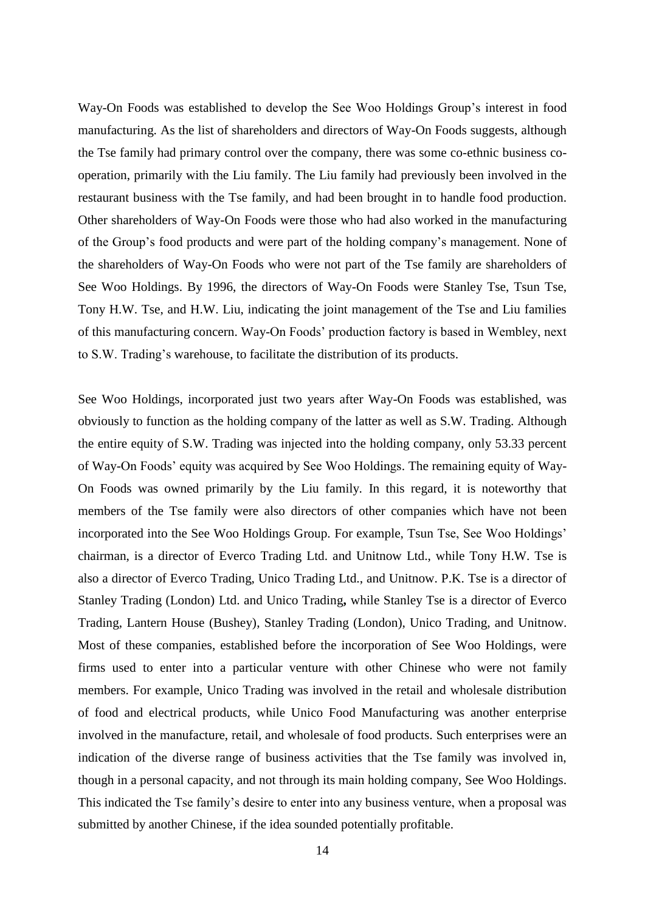Way-On Foods was established to develop the See Woo Holdings Group's interest in food manufacturing. As the list of shareholders and directors of Way-On Foods suggests, although the Tse family had primary control over the company, there was some co-ethnic business co-operation, primarily with the Liu family. The Liu family had previously been involved in the restaurant business with the Tse family, and had been brought in to handle food production. Other shareholders of Way-On Foods were those who had also worked in the manufacturing of the Group's food products and were part of the holding company's management. None of the shareholders of Way-On Foods who were not part of the Tse family are shareholders of See Woo Holdings. By 1996, the directors of Way-On Foods were Stanley Tse, Tsun Tse, Tony H.W. Tse, and H.W. Liu, indicating the joint management of the Tse and Liu families of this manufacturing concern. Way-On Foods' production factory is based in Wembley, next to S.W. Trading's warehouse, to facilitate the distribution of its products.

See Woo Holdings, incorporated just two years after Way-On Foods was established, was obviously to function as the holding company of the latter as well as S.W. Trading. Although the entire equity of S.W. Trading was injected into the holding company, only 53.33 percent of Way-On Foods' equity was acquired by See Woo Holdings. The remaining equity of Way-On Foods was owned primarily by the Liu family. In this regard, it is noteworthy that members of the Tse family were also directors of other companies which have not been incorporated into the See Woo Holdings Group. For example, Tsun Tse, See Woo Holdings' chairman, is a director of Everco Trading Ltd. and Unitnow Ltd., while Tony H.W. Tse is also a director of Everco Trading, Unico Trading Ltd., and Unitnow. P.K. Tse is a director of Stanley Trading (London) Ltd. and Unico Trading**,** while Stanley Tse is a director of Everco Trading, Lantern House (Bushey), Stanley Trading (London), Unico Trading, and Unitnow. Most of these companies, established before the incorporation of See Woo Holdings, were firms used to enter into a particular venture with other Chinese who were not family members. For example, Unico Trading was involved in the retail and wholesale distribution of food and electrical products, while Unico Food Manufacturing was another enterprise involved in the manufacture, retail, and wholesale of food products. Such enterprises were an indication of the diverse range of business activities that the Tse family was involved in, though in a personal capacity, and not through its main holding company, See Woo Holdings. This indicated the Tse family's desire to enter into any business venture, when a proposal was submitted by another Chinese, if the idea sounded potentially profitable.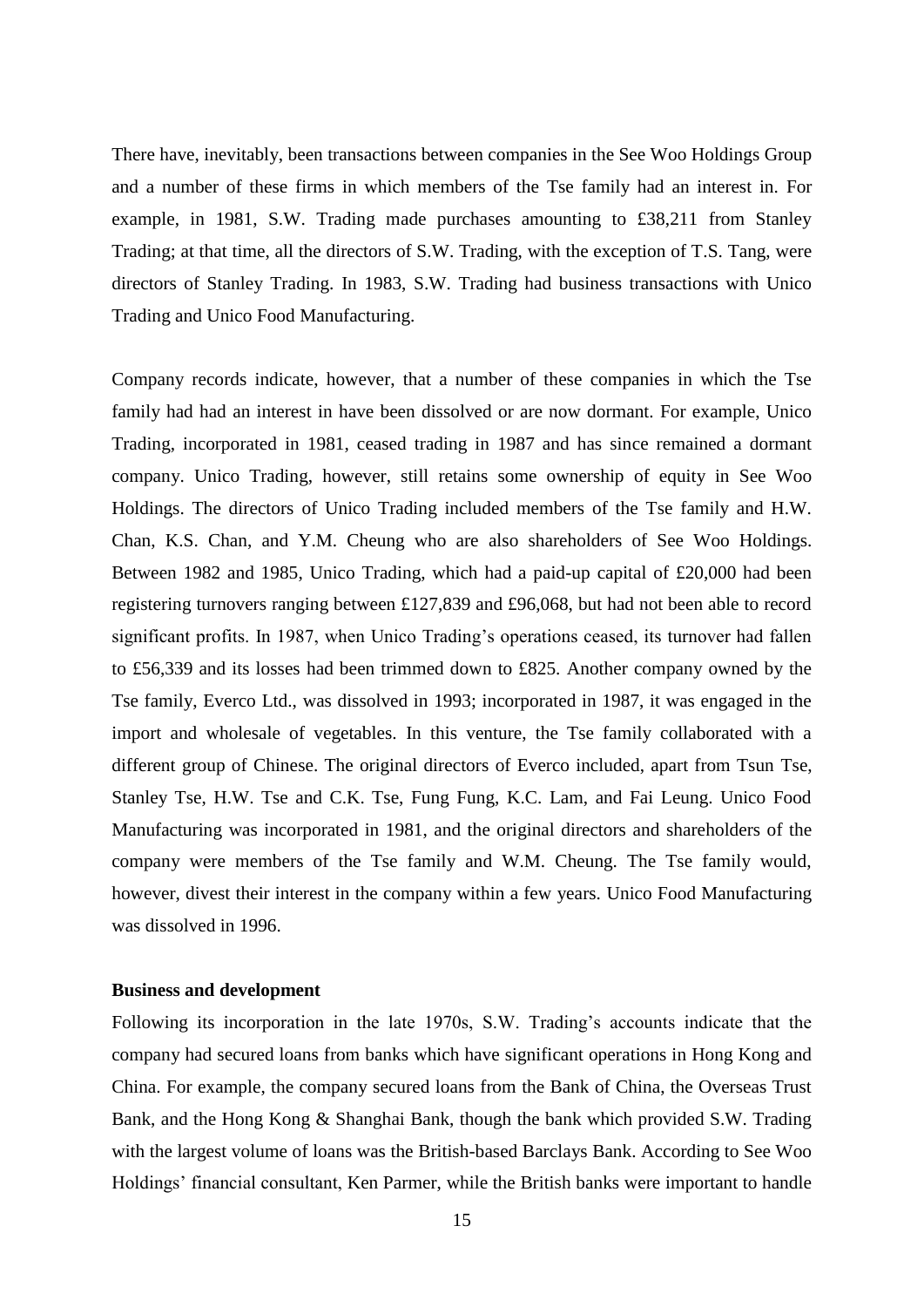There have, inevitably, been transactions between companies in the See Woo Holdings Group and a number of these firms in which members of the Tse family had an interest in. For example, in 1981, S.W. Trading made purchases amounting to £38,211 from Stanley Trading; at that time, all the directors of S.W. Trading, with the exception of T.S. Tang, were directors of Stanley Trading. In 1983, S.W. Trading had business transactions with Unico Trading and Unico Food Manufacturing.

Company records indicate, however, that a number of these companies in which the Tse family had had an interest in have been dissolved or are now dormant. For example, Unico Trading, incorporated in 1981, ceased trading in 1987 and has since remained a dormant company. Unico Trading, however, still retains some ownership of equity in See Woo Holdings. The directors of Unico Trading included members of the Tse family and H.W. Chan, K.S. Chan, and Y.M. Cheung who are also shareholders of See Woo Holdings. Between 1982 and 1985, Unico Trading, which had a paid-up capital of £20,000 had been registering turnovers ranging between £127,839 and £96,068, but had not been able to record significant profits. In 1987, when Unico Trading's operations ceased, its turnover had fallen to £56,339 and its losses had been trimmed down to £825. Another company owned by the Tse family, Everco Ltd., was dissolved in 1993; incorporated in 1987, it was engaged in the import and wholesale of vegetables. In this venture, the Tse family collaborated with a different group of Chinese. The original directors of Everco included, apart from Tsun Tse, Stanley Tse, H.W. Tse and C.K. Tse, Fung Fung, K.C. Lam, and Fai Leung. Unico Food Manufacturing was incorporated in 1981, and the original directors and shareholders of the company were members of the Tse family and W.M. Cheung. The Tse family would, however, divest their interest in the company within a few years. Unico Food Manufacturing was dissolved in 1996.

**Business and development**

Following its incorporation in the late 1970s, S.W. Trading's accounts indicate that the company had secured loans from banks which have significant operations in Hong Kong and China. For example, the company secured loans from the Bank of China, the Overseas Trust Bank, and the Hong Kong & Shanghai Bank, though the bank which provided S.W. Trading with the largest volume of loans was the British-based Barclays Bank. According to See Woo Holdings' financial consultant, Ken Parmer, while the British banks were important to handle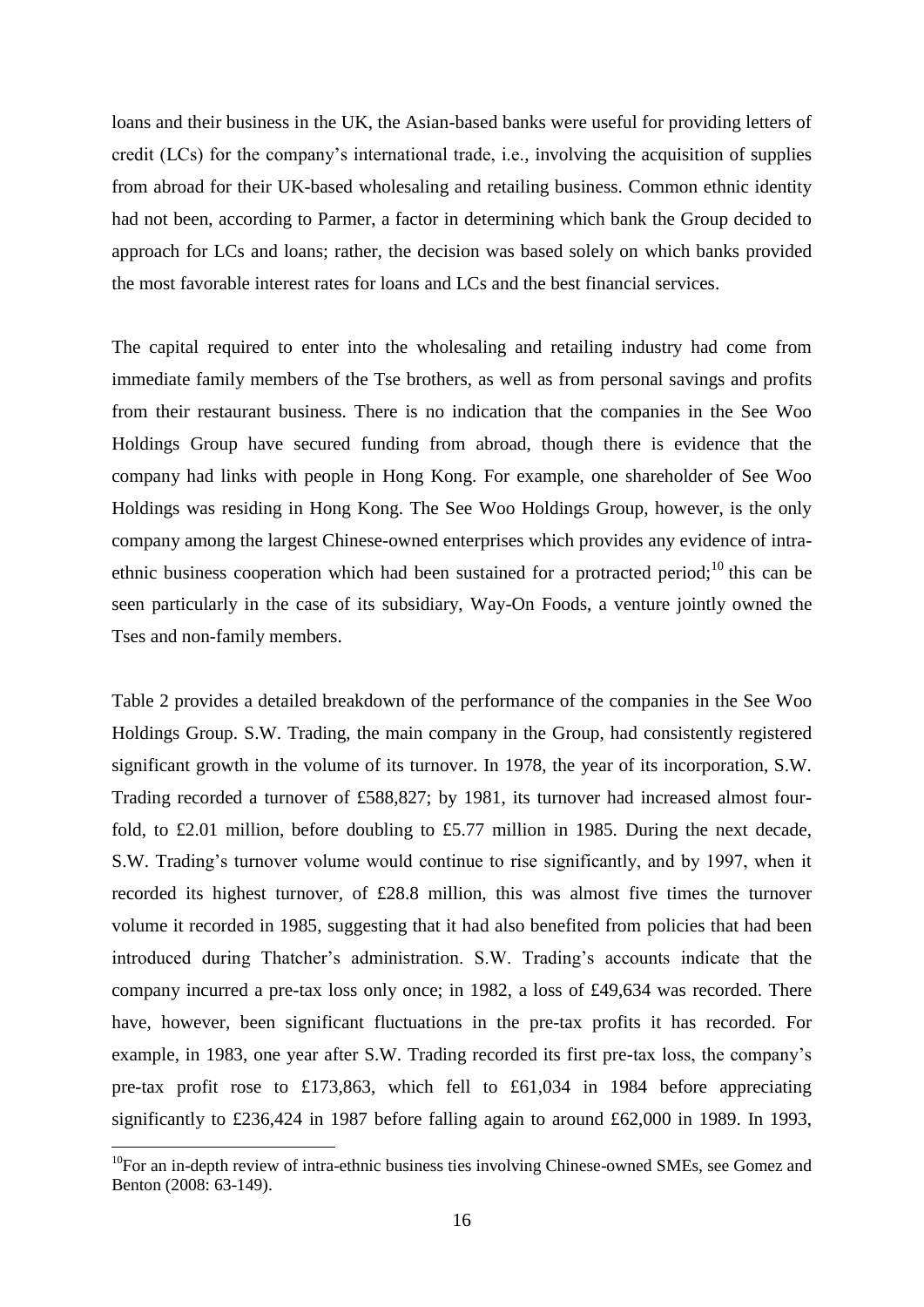loans and their business in the UK, the Asian-based banks were useful for providing letters of credit (LCs) for the company's international trade, i.e., involving the acquisition of supplies from abroad for their UK-based wholesaling and retailing business. Common ethnic identity had not been, according to Parmer, a factor in determining which bank the Group decided to approach for LCs and loans; rather, the decision was based solely on which banks provided the most favorable interest rates for loans and LCs and the best financial services.

The capital required to enter into the wholesaling and retailing industry had come from immediate family members of the Tse brothers, as well as from personal savings and profits from their restaurant business. There is no indication that the companies in the See Woo Holdings Group have secured funding from abroad, though there is evidence that the company had links with people in Hong Kong. For example, one shareholder of See Woo Holdings was residing in Hong Kong. The See Woo Holdings Group, however, is the only company among the largest Chinese-owned enterprises which provides any evidence of intra-ethnic business cooperation which had been sustained for a protracted period;[10] this can be seen particularly in the case of its subsidiary, Way-On Foods, a venture jointly owned the Tses and non-family members.

Table 2 provides a detailed breakdown of the performance of the companies in the See Woo Holdings Group. S.W. Trading, the main company in the Group, had consistently registered significant growth in the volume of its turnover. In 1978, the year of its incorporation, S.W. Trading recorded a turnover of £588,827; by 1981, its turnover had increased almost four-fold, to £2.01 million, before doubling to £5.77 million in 1985. During the next decade, S.W. Trading's turnover volume would continue to rise significantly, and by 1997, when it recorded its highest turnover, of £28.8 million, this was almost five times the turnover volume it recorded in 1985, suggesting that it had also benefited from policies that had been introduced during Thatcher's administration. S.W. Trading's accounts indicate that the company incurred a pre-tax loss only once; in 1982, a loss of £49,634 was recorded. There have, however, been significant fluctuations in the pre-tax profits it has recorded. For example, in 1983, one year after S.W. Trading recorded its first pre-tax loss, the company's pre-tax profit rose to £173,863, which fell to £61,034 in 1984 before appreciating significantly to £236,424 in 1987 before falling again to around £62,000 in 1989. In 1993,

[10] For an in-depth review of intra-ethnic business ties involving Chinese-owned SMEs, see Gomez and Benton (2008: 63-149).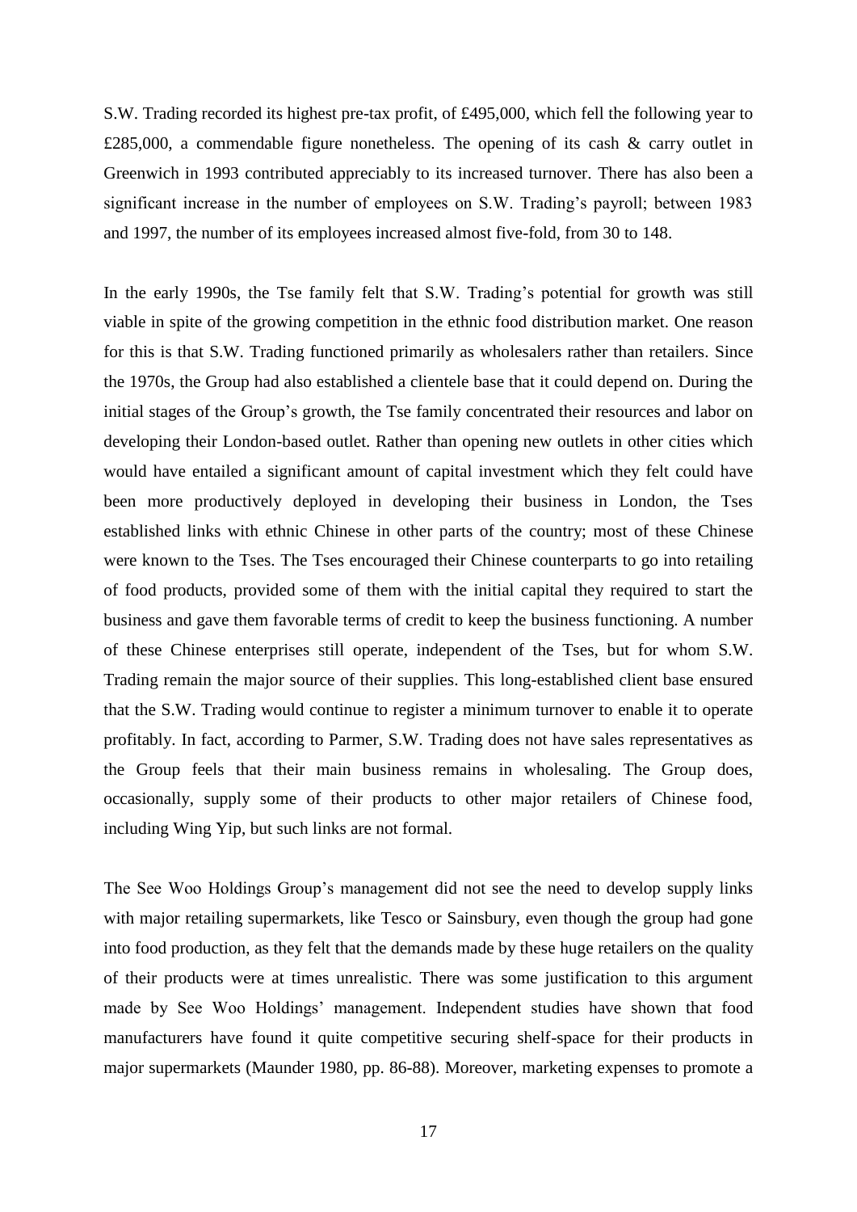S.W. Trading recorded its highest pre-tax profit, of £495,000, which fell the following year to £285,000, a commendable figure nonetheless. The opening of its cash & carry outlet in Greenwich in 1993 contributed appreciably to its increased turnover. There has also been a significant increase in the number of employees on S.W. Trading's payroll; between 1983 and 1997, the number of its employees increased almost five-fold, from 30 to 148.

In the early 1990s, the Tse family felt that S.W. Trading's potential for growth was still viable in spite of the growing competition in the ethnic food distribution market. One reason for this is that S.W. Trading functioned primarily as wholesalers rather than retailers. Since the 1970s, the Group had also established a clientele base that it could depend on. During the initial stages of the Group's growth, the Tse family concentrated their resources and labor on developing their London-based outlet. Rather than opening new outlets in other cities which would have entailed a significant amount of capital investment which they felt could have been more productively deployed in developing their business in London, the Tses established links with ethnic Chinese in other parts of the country; most of these Chinese were known to the Tses. The Tses encouraged their Chinese counterparts to go into retailing of food products, provided some of them with the initial capital they required to start the business and gave them favorable terms of credit to keep the business functioning. A number of these Chinese enterprises still operate, independent of the Tses, but for whom S.W. Trading remain the major source of their supplies. This long-established client base ensured that the S.W. Trading would continue to register a minimum turnover to enable it to operate profitably. In fact, according to Parmer, S.W. Trading does not have sales representatives as the Group feels that their main business remains in wholesaling. The Group does, occasionally, supply some of their products to other major retailers of Chinese food, including Wing Yip, but such links are not formal.

The See Woo Holdings Group's management did not see the need to develop supply links with major retailing supermarkets, like Tesco or Sainsbury, even though the group had gone into food production, as they felt that the demands made by these huge retailers on the quality of their products were at times unrealistic. There was some justification to this argument made by See Woo Holdings' management. Independent studies have shown that food manufacturers have found it quite competitive securing shelf-space for their products in major supermarkets (Maunder 1980, pp. 86-88). Moreover, marketing expenses to promote a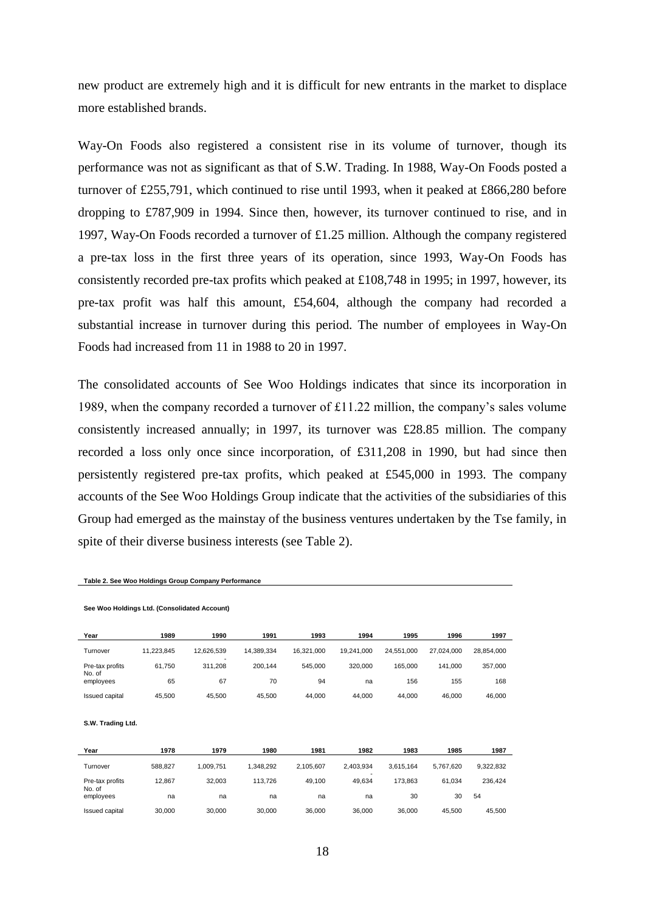new product are extremely high and it is difficult for new entrants in the market to displace more established brands.

Way-On Foods also registered a consistent rise in its volume of turnover, though its performance was not as significant as that of S.W. Trading. In 1988, Way-On Foods posted a turnover of £255,791, which continued to rise until 1993, when it peaked at £866,280 before dropping to £787,909 in 1994. Since then, however, its turnover continued to rise, and in 1997, Way-On Foods recorded a turnover of £1.25 million. Although the company registered a pre-tax loss in the first three years of its operation, since 1993, Way-On Foods has consistently recorded pre-tax profits which peaked at £108,748 in 1995; in 1997, however, its pre-tax profit was half this amount, £54,604, although the company had recorded a substantial increase in turnover during this period. The number of employees in Way-On Foods had increased from 11 in 1988 to 20 in 1997.

The consolidated accounts of See Woo Holdings indicates that since its incorporation in 1989, when the company recorded a turnover of £11.22 million, the company's sales volume consistently increased annually; in 1997, its turnover was £28.85 million. The company recorded a loss only once since incorporation, of £311,208 in 1990, but had since then persistently registered pre-tax profits, which peaked at £545,000 in 1993. The company accounts of the See Woo Holdings Group indicate that the activities of the subsidiaries of this Group had emerged as the mainstay of the business ventures undertaken by the Tse family, in spite of their diverse business interests (see Table 2).

**Table 2. See Woo Holdings Group Company Performance**

**See Woo Holdings Ltd. (Consolidated Account)**

| Year | 1989 | 1990 | 1991 | 1993 | 1994 | 1995 | 1996 | 1997 |
|---|---|---|---|---|---|---|---|---|
| Turnover | 11,223,845 | 12,626,539 | 14,389,334 | 16,321,000 | 19,241,000 | 24,551,000 | 27,024,000 | 28,854,000 |
| Pre-tax profits | 61,750 | -311,208 | 200,144 | 545,000 | 320,000 | 165,000 | 141,000 | 357,000 |
| No. of employees | 65 | 67 | 70 | 94 | na | 156 | 155 | 168 |
| Issued capital | 45,500 | 45,500 | 45,500 | 44,000 | 44,000 | 44,000 | 46,000 | 46,000 |

**S.W. Trading Ltd.**

| Year | 1978 | 1979 | 1980 | 1981 | 1982 | 1983 | 1985 | 1987 |
|---|---|---|---|---|---|---|---|---|
| Turnover | 588,827 | 1,009,751 | 1,348,292 | 2,105,607 | 2,403,934 | 3,615,164 | 5,767,620 | 9,322,832 |
| Pre-tax profits | 12,867 | 32,003 | 113,726 | 49,100 | -49,634 | 173,863 | 61,034 | 236,424 |
| No. of employees | na | na | na | na | na | 30 | 30 | 54 |
| Issued capital | 30,000 | 30,000 | 30,000 | 36,000 | 36,000 | 36,000 | 45,500 | 45,500 |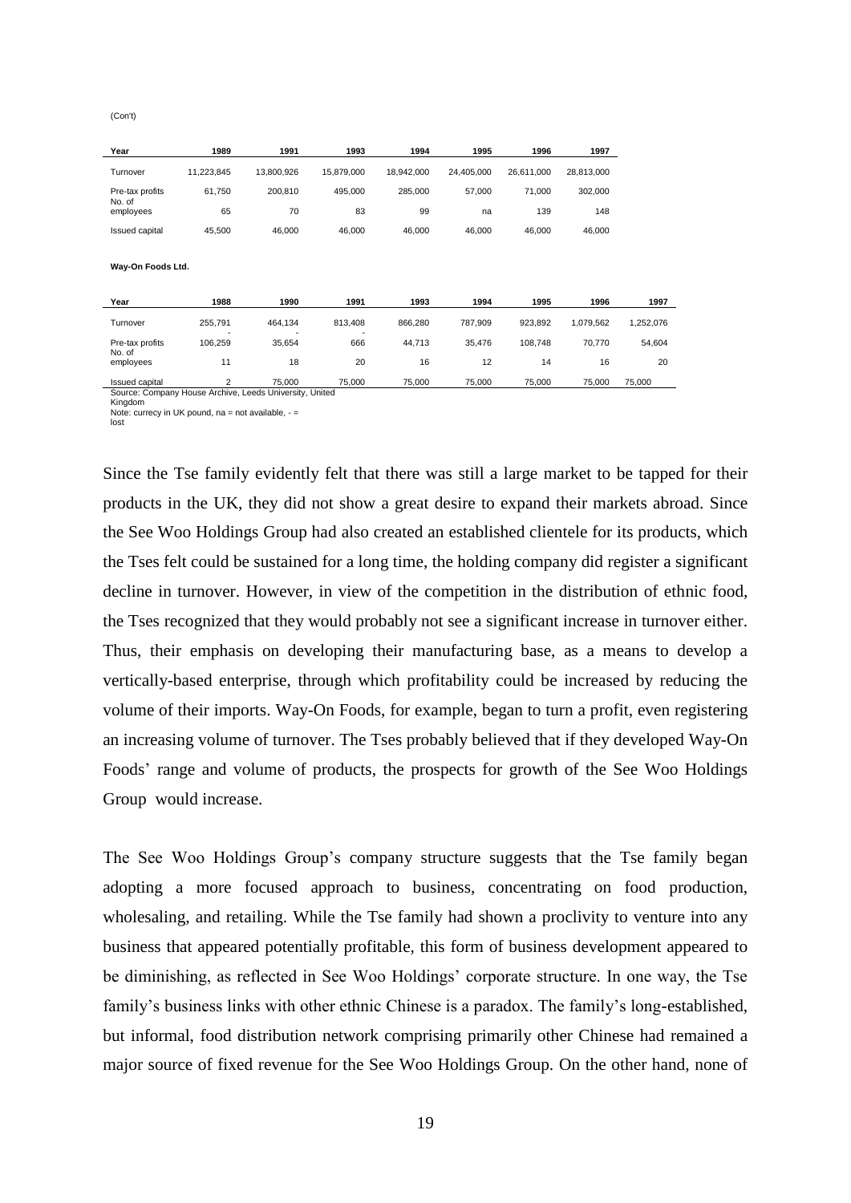(Con't)

| Year | 1989 | 1991 | 1993 | 1994 | 1995 | 1996 | 1997 |
|---|---|---|---|---|---|---|---|
| Turnover | 11,223,845 | 13,800,926 | 15,879,000 | 18,942,000 | 24,405,000 | 26,611,000 | 28,813,000 |
| Pre-tax profits | 61,750 | 200,810 | 495,000 | 285,000 | 57,000 | 71,000 | 302,000 |
| No. of employees | 65 | 70 | 83 | 99 | na | 139 | 148 |
| Issued capital | 45,500 | 46,000 | 46,000 | 46,000 | 46,000 | 46,000 | 46,000 |

**Way-On Foods Ltd.**

| Year | 1988 | 1990 | 1991 | 1993 | 1994 | 1995 | 1996 | 1997 |
|---|---|---|---|---|---|---|---|---|
| Turnover | 255,791 | 464,134 | 813,408 | 866,280 | 787,909 | 923,892 | 1,079,562 | 1,252,076 |
| Pre-tax profits | -106,259 | -35,654 | -666 | 44,713 | 35,476 | 108,748 | 70,770 | 54,604 |
| No. of employees | 11 | 18 | 20 | 16 | 12 | 14 | 16 | 20 |
| Issued capital | 2 | 75,000 | 75,000 | 75,000 | 75,000 | 75,000 | 75,000 | 75,000 |

Source: Company House Archive, Leeds University, United Kingdom
Note: currecy in UK pound, na = not available, - = lost

Since the Tse family evidently felt that there was still a large market to be tapped for their products in the UK, they did not show a great desire to expand their markets abroad. Since the See Woo Holdings Group had also created an established clientele for its products, which the Tses felt could be sustained for a long time, the holding company did register a significant decline in turnover. However, in view of the competition in the distribution of ethnic food, the Tses recognized that they would probably not see a significant increase in turnover either. Thus, their emphasis on developing their manufacturing base, as a means to develop a vertically-based enterprise, through which profitability could be increased by reducing the volume of their imports. Way-On Foods, for example, began to turn a profit, even registering an increasing volume of turnover. The Tses probably believed that if they developed Way-On Foods' range and volume of products, the prospects for growth of the See Woo Holdings Group would increase.

The See Woo Holdings Group's company structure suggests that the Tse family began adopting a more focused approach to business, concentrating on food production, wholesaling, and retailing. While the Tse family had shown a proclivity to venture into any business that appeared potentially profitable, this form of business development appeared to be diminishing, as reflected in See Woo Holdings' corporate structure. In one way, the Tse family's business links with other ethnic Chinese is a paradox. The family's long-established, but informal, food distribution network comprising primarily other Chinese had remained a major source of fixed revenue for the See Woo Holdings Group. On the other hand, none of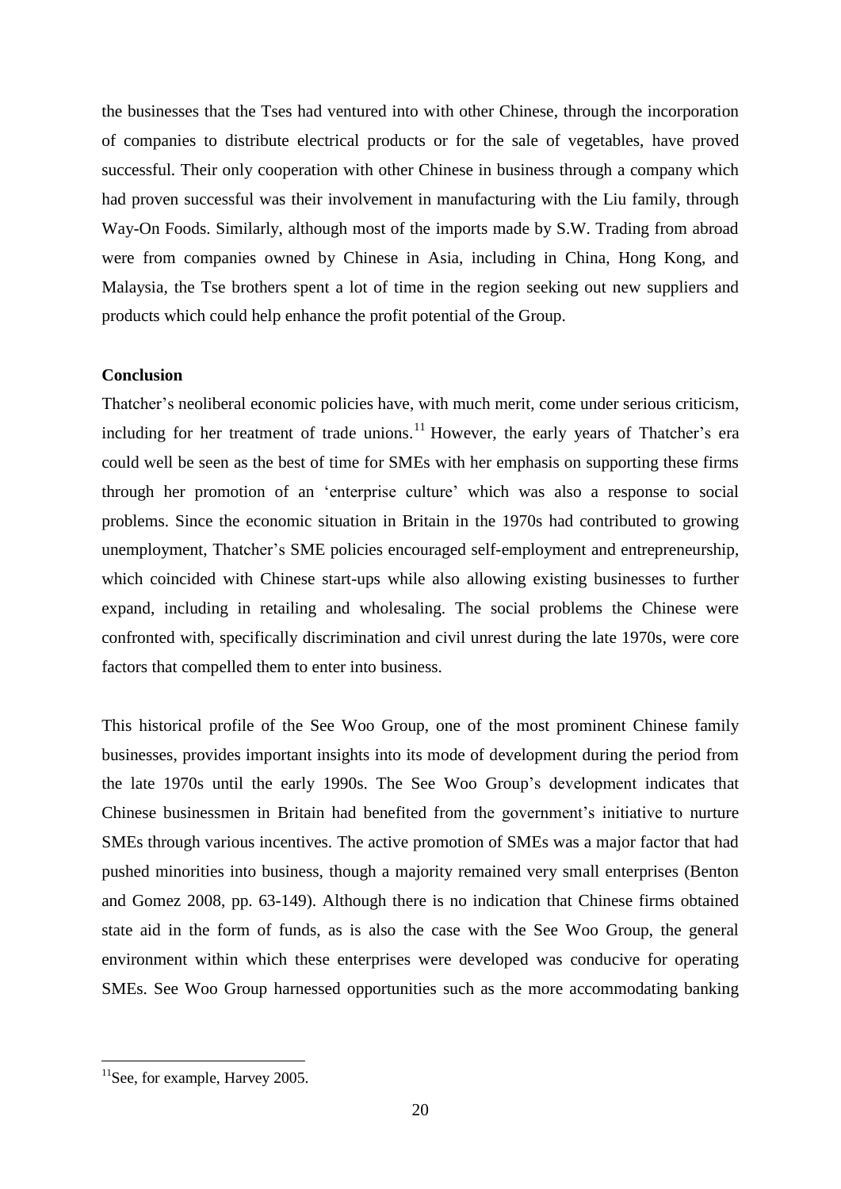the businesses that the Tses had ventured into with other Chinese, through the incorporation of companies to distribute electrical products or for the sale of vegetables, have proved successful. Their only cooperation with other Chinese in business through a company which had proven successful was their involvement in manufacturing with the Liu family, through Way-On Foods. Similarly, although most of the imports made by S.W. Trading from abroad were from companies owned by Chinese in Asia, including in China, Hong Kong, and Malaysia, the Tse brothers spent a lot of time in the region seeking out new suppliers and products which could help enhance the profit potential of the Group.

**Conclusion**

Thatcher's neoliberal economic policies have, with much merit, come under serious criticism, including for her treatment of trade unions.[11] However, the early years of Thatcher's era could well be seen as the best of time for SMEs with her emphasis on supporting these firms through her promotion of an 'enterprise culture' which was also a response to social problems. Since the economic situation in Britain in the 1970s had contributed to growing unemployment, Thatcher's SME policies encouraged self-employment and entrepreneurship, which coincided with Chinese start-ups while also allowing existing businesses to further expand, including in retailing and wholesaling. The social problems the Chinese were confronted with, specifically discrimination and civil unrest during the late 1970s, were core factors that compelled them to enter into business.

This historical profile of the See Woo Group, one of the most prominent Chinese family businesses, provides important insights into its mode of development during the period from the late 1970s until the early 1990s. The See Woo Group's development indicates that Chinese businessmen in Britain had benefited from the government's initiative to nurture SMEs through various incentives. The active promotion of SMEs was a major factor that had pushed minorities into business, though a majority remained very small enterprises (Benton and Gomez 2008, pp. 63-149). Although there is no indication that Chinese firms obtained state aid in the form of funds, as is also the case with the See Woo Group, the general environment within which these enterprises were developed was conducive for operating SMEs. See Woo Group harnessed opportunities such as the more accommodating banking

[11] See, for example, Harvey 2005.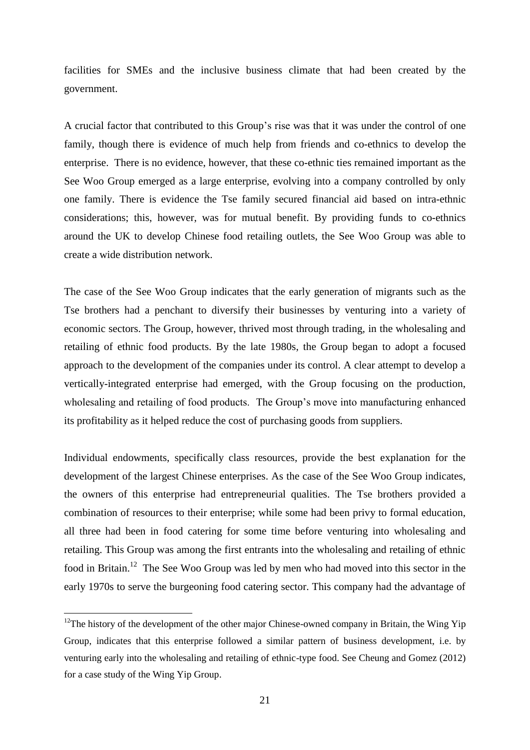facilities for SMEs and the inclusive business climate that had been created by the government.

A crucial factor that contributed to this Group's rise was that it was under the control of one family, though there is evidence of much help from friends and co-ethnics to develop the enterprise. There is no evidence, however, that these co-ethnic ties remained important as the See Woo Group emerged as a large enterprise, evolving into a company controlled by only one family. There is evidence the Tse family secured financial aid based on intra-ethnic considerations; this, however, was for mutual benefit. By providing funds to co-ethnics around the UK to develop Chinese food retailing outlets, the See Woo Group was able to create a wide distribution network.

The case of the See Woo Group indicates that the early generation of migrants such as the Tse brothers had a penchant to diversify their businesses by venturing into a variety of economic sectors. The Group, however, thrived most through trading, in the wholesaling and retailing of ethnic food products. By the late 1980s, the Group began to adopt a focused approach to the development of the companies under its control. A clear attempt to develop a vertically-integrated enterprise had emerged, with the Group focusing on the production, wholesaling and retailing of food products. The Group's move into manufacturing enhanced its profitability as it helped reduce the cost of purchasing goods from suppliers.

Individual endowments, specifically class resources, provide the best explanation for the development of the largest Chinese enterprises. As the case of the See Woo Group indicates, the owners of this enterprise had entrepreneurial qualities. The Tse brothers provided a combination of resources to their enterprise; while some had been privy to formal education, all three had been in food catering for some time before venturing into wholesaling and retailing. This Group was among the first entrants into the wholesaling and retailing of ethnic food in Britain.[12] The See Woo Group was led by men who had moved into this sector in the early 1970s to serve the burgeoning food catering sector. This company had the advantage of

[12] The history of the development of the other major Chinese-owned company in Britain, the Wing Yip Group, indicates that this enterprise followed a similar pattern of business development, i.e. by venturing early into the wholesaling and retailing of ethnic-type food. See Cheung and Gomez (2012) for a case study of the Wing Yip Group.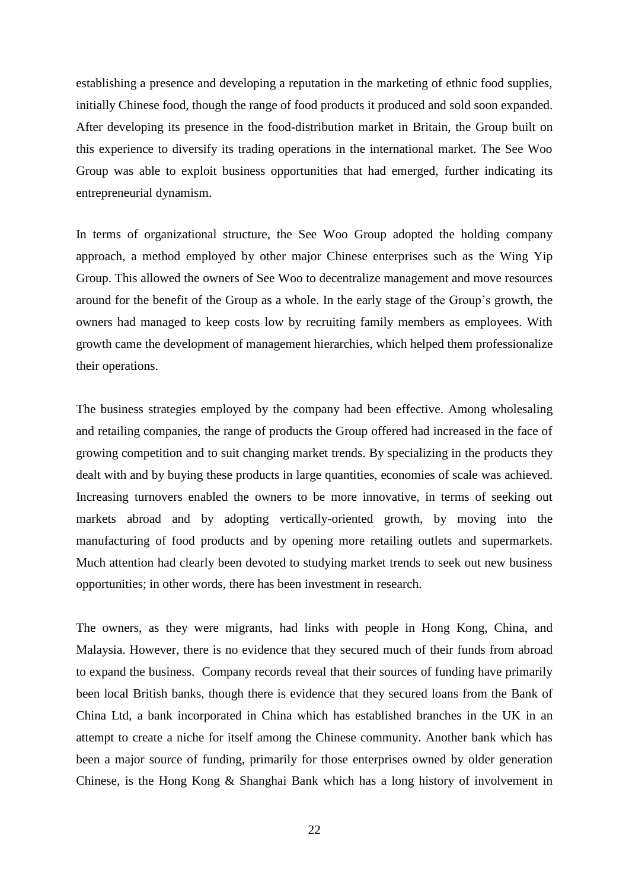establishing a presence and developing a reputation in the marketing of ethnic food supplies, initially Chinese food, though the range of food products it produced and sold soon expanded. After developing its presence in the food-distribution market in Britain, the Group built on this experience to diversify its trading operations in the international market. The See Woo Group was able to exploit business opportunities that had emerged, further indicating its entrepreneurial dynamism.

In terms of organizational structure, the See Woo Group adopted the holding company approach, a method employed by other major Chinese enterprises such as the Wing Yip Group. This allowed the owners of See Woo to decentralize management and move resources around for the benefit of the Group as a whole. In the early stage of the Group's growth, the owners had managed to keep costs low by recruiting family members as employees. With growth came the development of management hierarchies, which helped them professionalize their operations.

The business strategies employed by the company had been effective. Among wholesaling and retailing companies, the range of products the Group offered had increased in the face of growing competition and to suit changing market trends. By specializing in the products they dealt with and by buying these products in large quantities, economies of scale was achieved. Increasing turnovers enabled the owners to be more innovative, in terms of seeking out markets abroad and by adopting vertically-oriented growth, by moving into the manufacturing of food products and by opening more retailing outlets and supermarkets. Much attention had clearly been devoted to studying market trends to seek out new business opportunities; in other words, there has been investment in research.

The owners, as they were migrants, had links with people in Hong Kong, China, and Malaysia. However, there is no evidence that they secured much of their funds from abroad to expand the business. Company records reveal that their sources of funding have primarily been local British banks, though there is evidence that they secured loans from the Bank of China Ltd, a bank incorporated in China which has established branches in the UK in an attempt to create a niche for itself among the Chinese community. Another bank which has been a major source of funding, primarily for those enterprises owned by older generation Chinese, is the Hong Kong & Shanghai Bank which has a long history of involvement in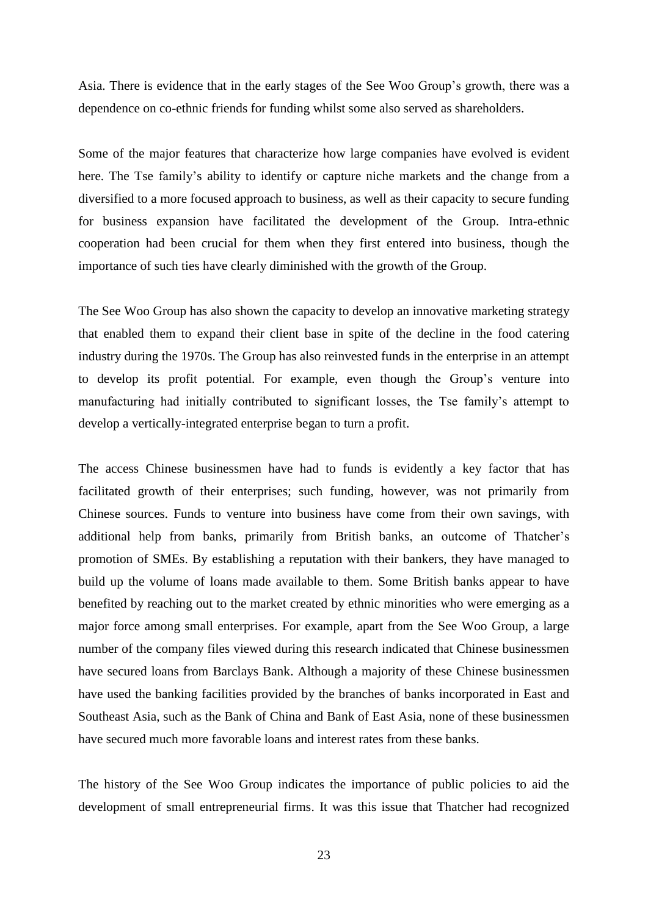Asia. There is evidence that in the early stages of the See Woo Group's growth, there was a dependence on co-ethnic friends for funding whilst some also served as shareholders.

Some of the major features that characterize how large companies have evolved is evident here. The Tse family's ability to identify or capture niche markets and the change from a diversified to a more focused approach to business, as well as their capacity to secure funding for business expansion have facilitated the development of the Group. Intra-ethnic cooperation had been crucial for them when they first entered into business, though the importance of such ties have clearly diminished with the growth of the Group.

The See Woo Group has also shown the capacity to develop an innovative marketing strategy that enabled them to expand their client base in spite of the decline in the food catering industry during the 1970s. The Group has also reinvested funds in the enterprise in an attempt to develop its profit potential. For example, even though the Group's venture into manufacturing had initially contributed to significant losses, the Tse family's attempt to develop a vertically-integrated enterprise began to turn a profit.

The access Chinese businessmen have had to funds is evidently a key factor that has facilitated growth of their enterprises; such funding, however, was not primarily from Chinese sources. Funds to venture into business have come from their own savings, with additional help from banks, primarily from British banks, an outcome of Thatcher's promotion of SMEs. By establishing a reputation with their bankers, they have managed to build up the volume of loans made available to them. Some British banks appear to have benefited by reaching out to the market created by ethnic minorities who were emerging as a major force among small enterprises. For example, apart from the See Woo Group, a large number of the company files viewed during this research indicated that Chinese businessmen have secured loans from Barclays Bank. Although a majority of these Chinese businessmen have used the banking facilities provided by the branches of banks incorporated in East and Southeast Asia, such as the Bank of China and Bank of East Asia, none of these businessmen have secured much more favorable loans and interest rates from these banks.

The history of the See Woo Group indicates the importance of public policies to aid the development of small entrepreneurial firms. It was this issue that Thatcher had recognized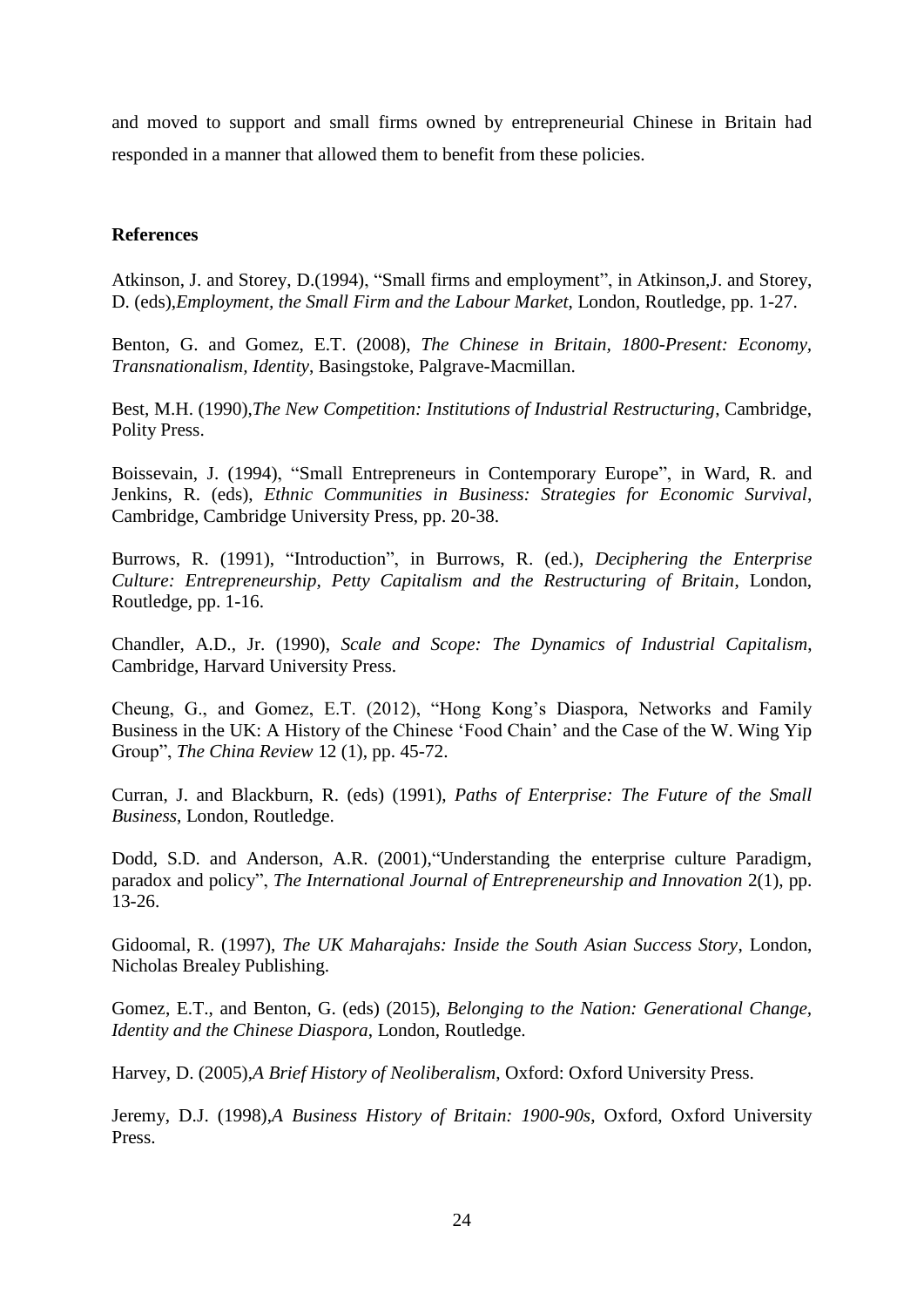and moved to support and small firms owned by entrepreneurial Chinese in Britain had responded in a manner that allowed them to benefit from these policies.

**References**

Atkinson, J. and Storey, D.(1994), "Small firms and employment", in Atkinson,J. and Storey, D. (eds),*Employment, the Small Firm and the Labour Market*, London, Routledge, pp. 1-27.

Benton, G. and Gomez, E.T. (2008), *The Chinese in Britain, 1800-Present: Economy, Transnationalism, Identity*, Basingstoke, Palgrave-Macmillan.

Best, M.H. (1990),*The New Competition: Institutions of Industrial Restructuring*, Cambridge, Polity Press.

Boissevain, J. (1994), "Small Entrepreneurs in Contemporary Europe", in Ward, R. and Jenkins, R. (eds), *Ethnic Communities in Business: Strategies for Economic Survival*, Cambridge, Cambridge University Press, pp. 20-38.

Burrows, R. (1991), "Introduction", in Burrows, R. (ed.), *Deciphering the Enterprise Culture: Entrepreneurship, Petty Capitalism and the Restructuring of Britain*, London, Routledge, pp. 1-16.

Chandler, A.D., Jr. (1990), *Scale and Scope: The Dynamics of Industrial Capitalism*, Cambridge, Harvard University Press.

Cheung, G., and Gomez, E.T. (2012), "Hong Kong's Diaspora, Networks and Family Business in the UK: A History of the Chinese 'Food Chain' and the Case of the W. Wing Yip Group", *The China Review* 12 (1), pp. 45-72.

Curran, J. and Blackburn, R. (eds) (1991), *Paths of Enterprise: The Future of the Small Business*, London, Routledge.

Dodd, S.D. and Anderson, A.R. (2001),"Understanding the enterprise culture Paradigm, paradox and policy", *The International Journal of Entrepreneurship and Innovation* 2(1), pp. 13-26.

Gidoomal, R. (1997), *The UK Maharajahs: Inside the South Asian Success Story*, London, Nicholas Brealey Publishing.

Gomez, E.T., and Benton, G. (eds) (2015), *Belonging to the Nation: Generational Change, Identity and the Chinese Diaspora*, London, Routledge.

Harvey, D. (2005),*A Brief History of Neoliberalism*, Oxford: Oxford University Press.

Jeremy, D.J. (1998),*A Business History of Britain: 1900-90s*, Oxford, Oxford University Press.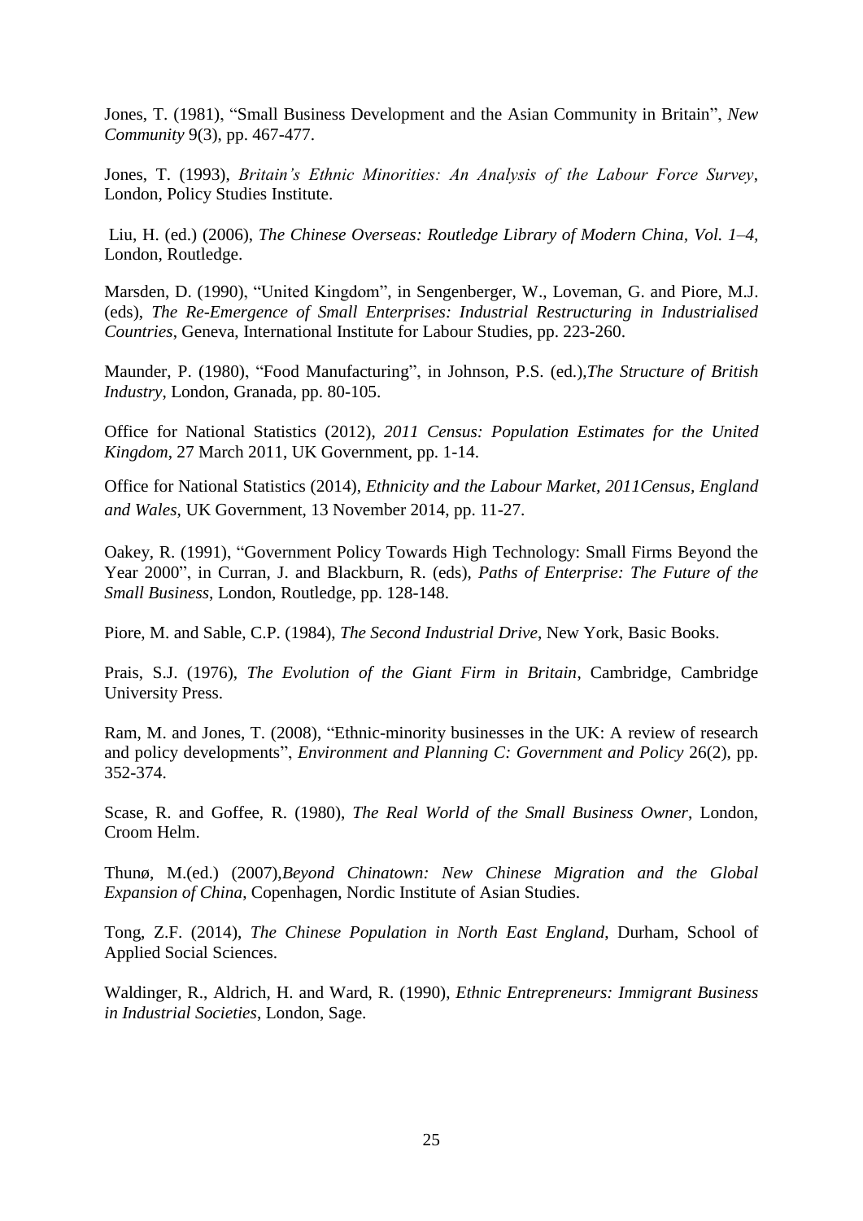Jones, T. (1981), "Small Business Development and the Asian Community in Britain", *New Community* 9(3), pp. 467-477.

Jones, T. (1993), *Britain's Ethnic Minorities: An Analysis of the Labour Force Survey*, London, Policy Studies Institute.

Liu, H. (ed.) (2006), *The Chinese Overseas: Routledge Library of Modern China, Vol. 1–4,* London, Routledge.

Marsden, D. (1990), "United Kingdom", in Sengenberger, W., Loveman, G. and Piore, M.J. (eds), *The Re-Emergence of Small Enterprises: Industrial Restructuring in Industrialised Countries*, Geneva, International Institute for Labour Studies, pp. 223-260.

Maunder, P. (1980), "Food Manufacturing", in Johnson, P.S. (ed.),*The Structure of British Industry*, London, Granada, pp. 80-105.

Office for National Statistics (2012), *2011 Census: Population Estimates for the United Kingdom*, 27 March 2011, UK Government, pp. 1-14.

Office for National Statistics (2014), *Ethnicity and the Labour Market, 2011Census, England and Wales*, UK Government, 13 November 2014, pp. 11-27.

Oakey, R. (1991), "Government Policy Towards High Technology: Small Firms Beyond the Year 2000", in Curran, J. and Blackburn, R. (eds), *Paths of Enterprise: The Future of the Small Business*, London, Routledge, pp. 128-148.

Piore, M. and Sable, C.P. (1984), *The Second Industrial Drive*, New York, Basic Books.

Prais, S.J. (1976), *The Evolution of the Giant Firm in Britain*, Cambridge, Cambridge University Press.

Ram, M. and Jones, T. (2008), "Ethnic-minority businesses in the UK: A review of research and policy developments", *Environment and Planning C: Government and Policy* 26(2), pp. 352-374.

Scase, R. and Goffee, R. (1980), *The Real World of the Small Business Owner*, London, Croom Helm.

Thunø, M.(ed.) (2007),*Beyond Chinatown: New Chinese Migration and the Global Expansion of China*, Copenhagen, Nordic Institute of Asian Studies.

Tong, Z.F. (2014), *The Chinese Population in North East England*, Durham, School of Applied Social Sciences.

Waldinger, R., Aldrich, H. and Ward, R. (1990), *Ethnic Entrepreneurs: Immigrant Business in Industrial Societies*, London, Sage.